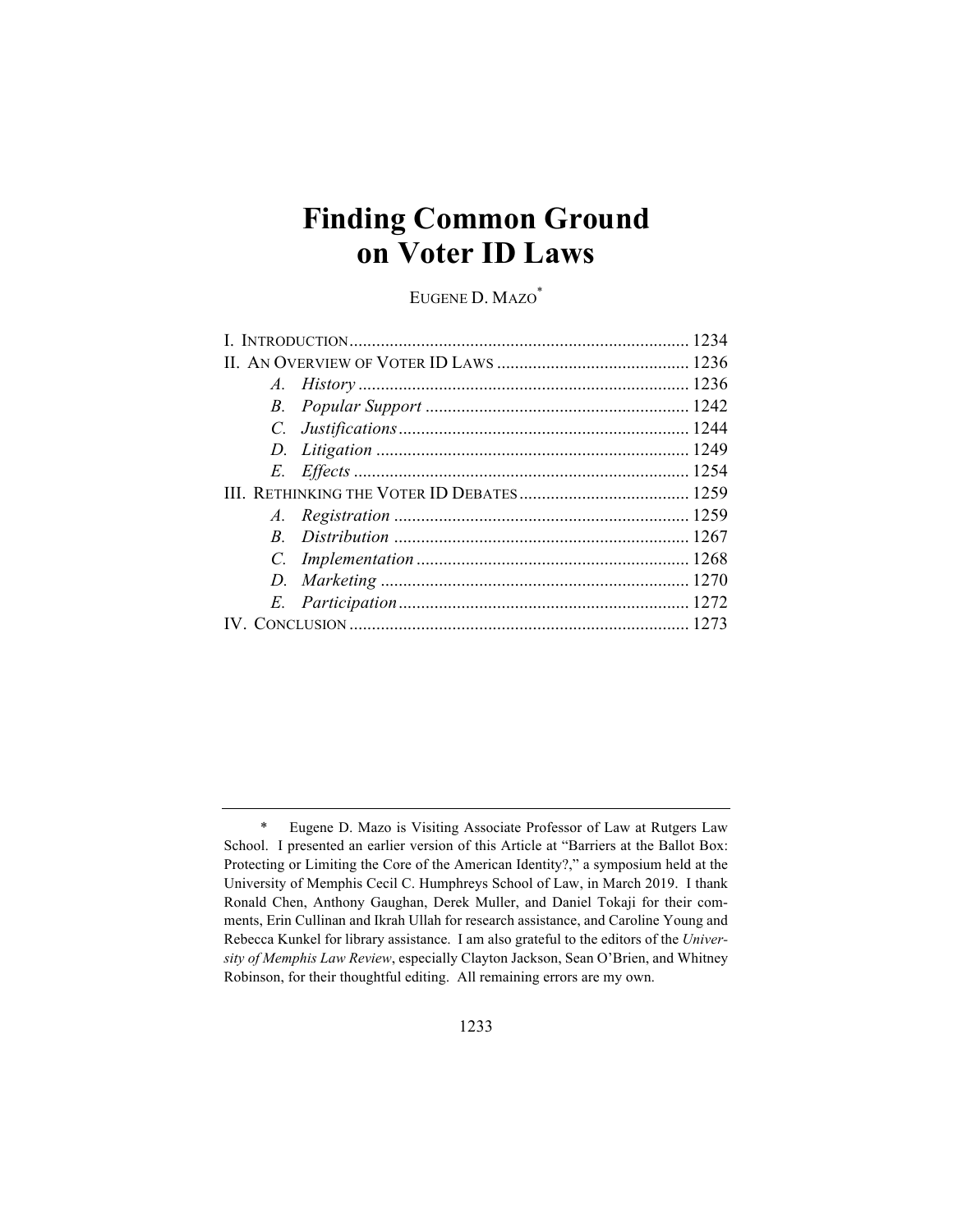# Finding Common Ground on Voter ID Laws

EUGENE D. MAZO[*]

I. INTRODUCTION ............................................................................ 1234
II. AN OVERVIEW OF VOTER ID LAWS ........................................... 1236
  A. *History* .......................................................................... 1236
  B. *Popular Support* ........................................................... 1242
  C. *Justifications* ................................................................. 1244
  D. *Litigation* ...................................................................... 1249
  E. *Effects* ........................................................................... 1254
III. RETHINKING THE VOTER ID DEBATES ...................................... 1259
  A. *Registration* .................................................................. 1259
  B. *Distribution* .................................................................. 1267
  C. *Implementation* ............................................................. 1268
  D. *Marketing* ..................................................................... 1270
  E. *Participation* ................................................................. 1272
IV. CONCLUSION ............................................................................ 1273

---

[*] Eugene D. Mazo is Visiting Associate Professor of Law at Rutgers Law School. I presented an earlier version of this Article at "Barriers at the Ballot Box: Protecting or Limiting the Core of the American Identity?," a symposium held at the University of Memphis Cecil C. Humphreys School of Law, in March 2019. I thank Ronald Chen, Anthony Gaughan, Derek Muller, and Daniel Tokaji for their comments, Erin Cullinan and Ikrah Ullah for research assistance, and Caroline Young and Rebecca Kunkel for library assistance. I am also grateful to the editors of the *University of Memphis Law Review*, especially Clayton Jackson, Sean O'Brien, and Whitney Robinson, for their thoughtful editing. All remaining errors are my own.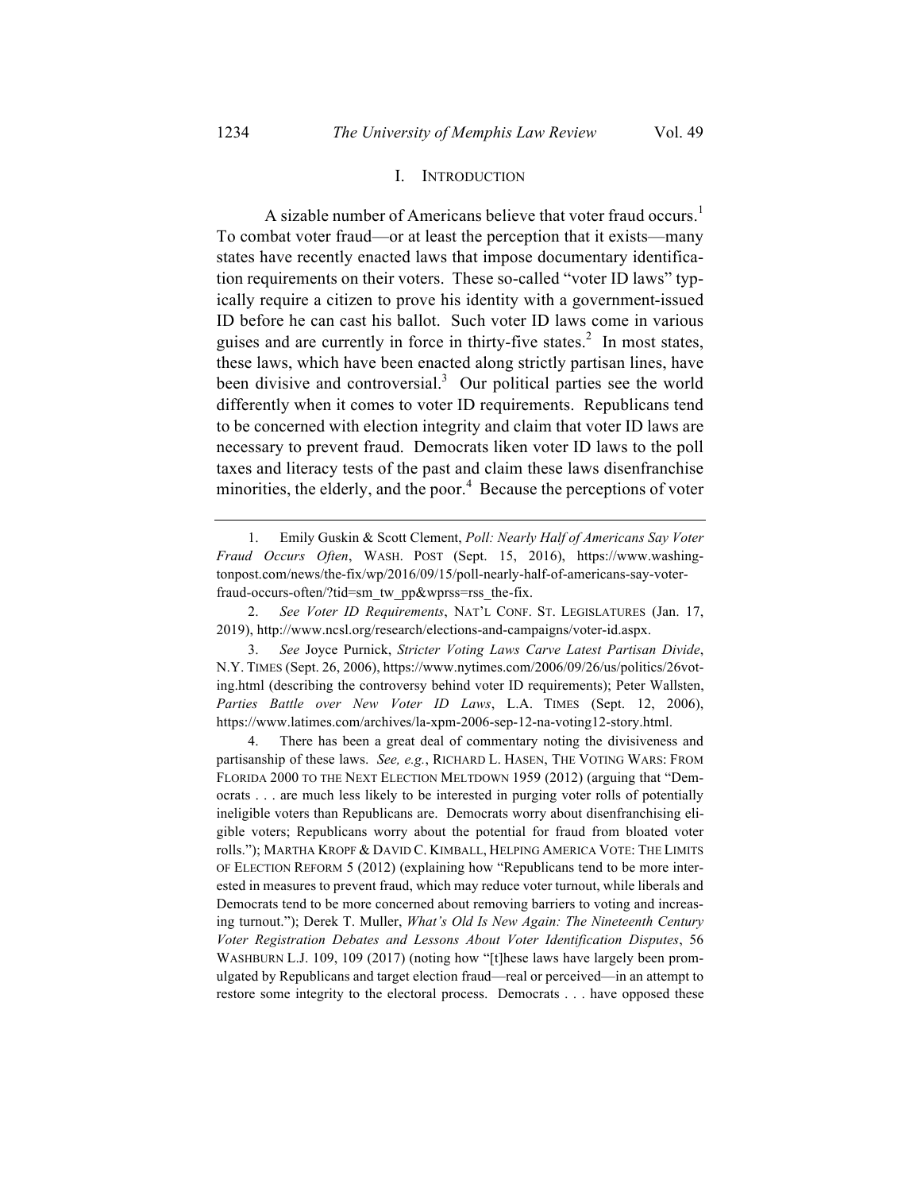## I. INTRODUCTION

A sizable number of Americans believe that voter fraud occurs.[1] To combat voter fraud—or at least the perception that it exists—many states have recently enacted laws that impose documentary identification requirements on their voters. These so-called "voter ID laws" typically require a citizen to prove his identity with a government-issued ID before he can cast his ballot. Such voter ID laws come in various guises and are currently in force in thirty-five states.[2] In most states, these laws, which have been enacted along strictly partisan lines, have been divisive and controversial.[3] Our political parties see the world differently when it comes to voter ID requirements. Republicans tend to be concerned with election integrity and claim that voter ID laws are necessary to prevent fraud. Democrats liken voter ID laws to the poll taxes and literacy tests of the past and claim these laws disenfranchise minorities, the elderly, and the poor.[4] Because the perceptions of voter

---

1. Emily Guskin & Scott Clement, *Poll: Nearly Half of Americans Say Voter Fraud Occurs Often*, WASH. POST (Sept. 15, 2016), https://www.washingtonpost.com/news/the-fix/wp/2016/09/15/poll-nearly-half-of-americans-say-voter-fraud-occurs-often/?tid=sm_tw_pp&wprss=rss_the-fix.

2. *See Voter ID Requirements*, NAT'L CONF. ST. LEGISLATURES (Jan. 17, 2019), http://www.ncsl.org/research/elections-and-campaigns/voter-id.aspx.

3. *See* Joyce Purnick, *Stricter Voting Laws Carve Latest Partisan Divide*, N.Y. TIMES (Sept. 26, 2006), https://www.nytimes.com/2006/09/26/us/politics/26voting.html (describing the controversy behind voter ID requirements); Peter Wallsten, *Parties Battle over New Voter ID Laws*, L.A. TIMES (Sept. 12, 2006), https://www.latimes.com/archives/la-xpm-2006-sep-12-na-voting12-story.html.

4. There has been a great deal of commentary noting the divisiveness and partisanship of these laws. *See, e.g.*, RICHARD L. HASEN, THE VOTING WARS: FROM FLORIDA 2000 TO THE NEXT ELECTION MELTDOWN 1959 (2012) (arguing that "Democrats . . . are much less likely to be interested in purging voter rolls of potentially ineligible voters than Republicans are. Democrats worry about disenfranchising eligible voters; Republicans worry about the potential for fraud from bloated voter rolls."); MARTHA KROPF & DAVID C. KIMBALL, HELPING AMERICA VOTE: THE LIMITS OF ELECTION REFORM 5 (2012) (explaining how "Republicans tend to be more interested in measures to prevent fraud, which may reduce voter turnout, while liberals and Democrats tend to be more concerned about removing barriers to voting and increasing turnout."); Derek T. Muller, *What's Old Is New Again: The Nineteenth Century Voter Registration Debates and Lessons About Voter Identification Disputes*, 56 WASHBURN L.J. 109, 109 (2017) (noting how "[t]hese laws have largely been promulgated by Republicans and target election fraud—real or perceived—in an attempt to restore some integrity to the electoral process. Democrats . . . have opposed these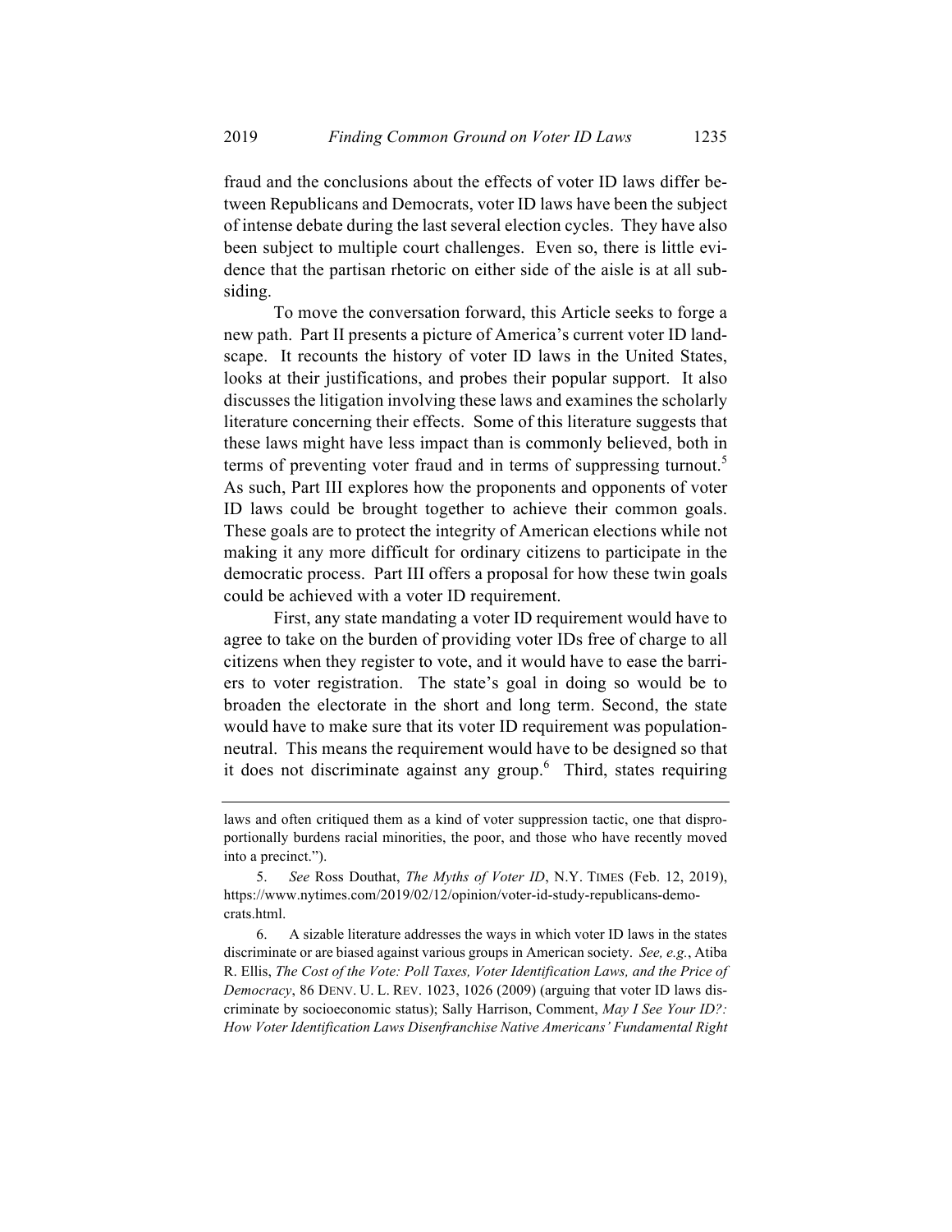fraud and the conclusions about the effects of voter ID laws differ between Republicans and Democrats, voter ID laws have been the subject of intense debate during the last several election cycles. They have also been subject to multiple court challenges. Even so, there is little evidence that the partisan rhetoric on either side of the aisle is at all subsiding.

To move the conversation forward, this Article seeks to forge a new path. Part II presents a picture of America's current voter ID landscape. It recounts the history of voter ID laws in the United States, looks at their justifications, and probes their popular support. It also discusses the litigation involving these laws and examines the scholarly literature concerning their effects. Some of this literature suggests that these laws might have less impact than is commonly believed, both in terms of preventing voter fraud and in terms of suppressing turnout.[5] As such, Part III explores how the proponents and opponents of voter ID laws could be brought together to achieve their common goals. These goals are to protect the integrity of American elections while not making it any more difficult for ordinary citizens to participate in the democratic process. Part III offers a proposal for how these twin goals could be achieved with a voter ID requirement.

First, any state mandating a voter ID requirement would have to agree to take on the burden of providing voter IDs free of charge to all citizens when they register to vote, and it would have to ease the barriers to voter registration. The state's goal in doing so would be to broaden the electorate in the short and long term. Second, the state would have to make sure that its voter ID requirement was population-neutral. This means the requirement would have to be designed so that it does not discriminate against any group.[6] Third, states requiring

---

laws and often critiqued them as a kind of voter suppression tactic, one that disproportionally burdens racial minorities, the poor, and those who have recently moved into a precinct.").

5. *See* Ross Douthat, *The Myths of Voter ID*, N.Y. TIMES (Feb. 12, 2019), https://www.nytimes.com/2019/02/12/opinion/voter-id-study-republicans-democrats.html.

6. A sizable literature addresses the ways in which voter ID laws in the states discriminate or are biased against various groups in American society. *See, e.g.*, Atiba R. Ellis, *The Cost of the Vote: Poll Taxes, Voter Identification Laws, and the Price of Democracy*, 86 DENV. U. L. REV. 1023, 1026 (2009) (arguing that voter ID laws discriminate by socioeconomic status); Sally Harrison, Comment, *May I See Your ID?: How Voter Identification Laws Disenfranchise Native Americans' Fundamental Right*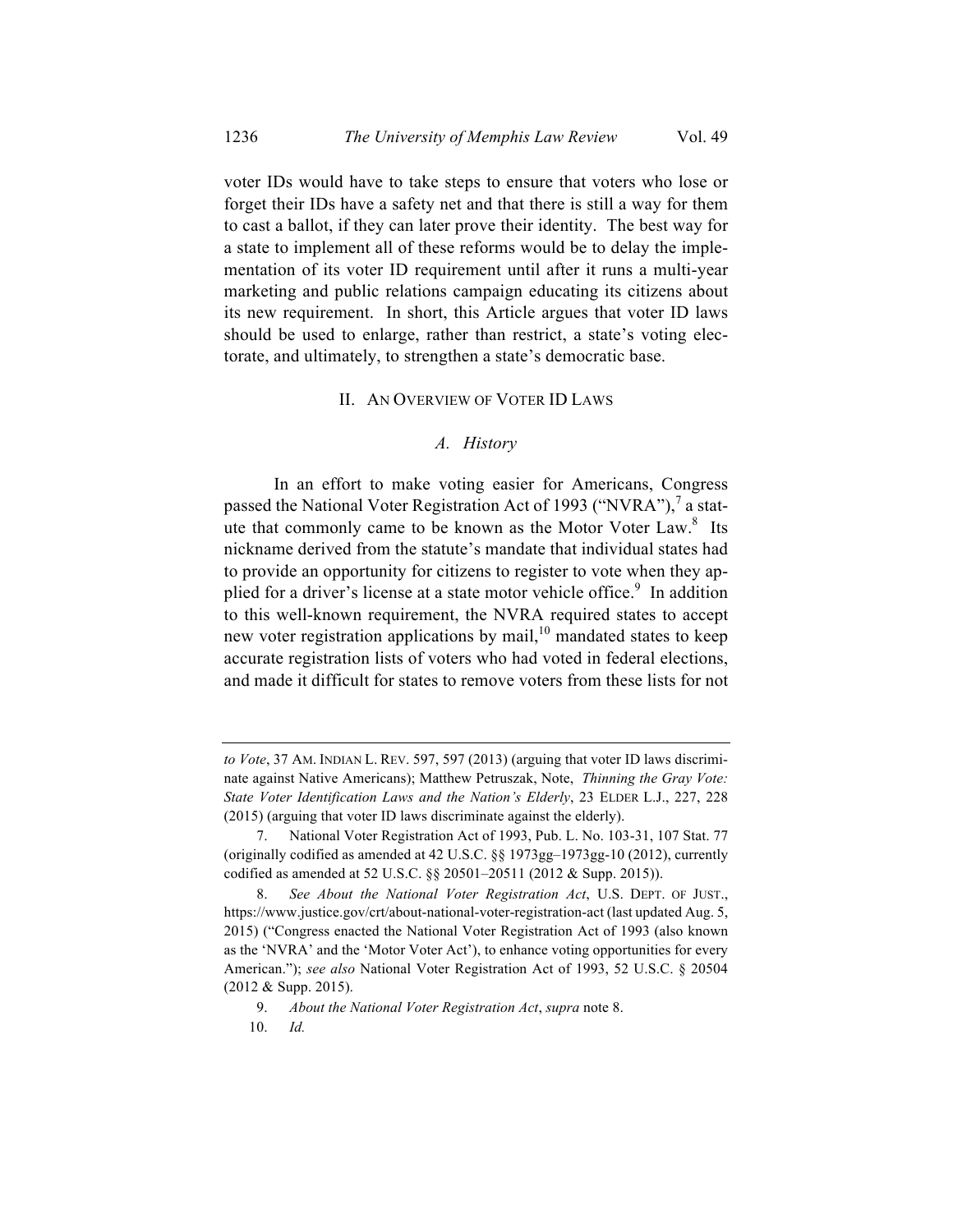voter IDs would have to take steps to ensure that voters who lose or forget their IDs have a safety net and that there is still a way for them to cast a ballot, if they can later prove their identity. The best way for a state to implement all of these reforms would be to delay the implementation of its voter ID requirement until after it runs a multi-year marketing and public relations campaign educating its citizens about its new requirement. In short, this Article argues that voter ID laws should be used to enlarge, rather than restrict, a state's voting electorate, and ultimately, to strengthen a state's democratic base.

## II. AN OVERVIEW OF VOTER ID LAWS

### *A. History*

In an effort to make voting easier for Americans, Congress passed the National Voter Registration Act of 1993 ("NVRA"),[7] a statute that commonly came to be known as the Motor Voter Law.[8] Its nickname derived from the statute's mandate that individual states had to provide an opportunity for citizens to register to vote when they applied for a driver's license at a state motor vehicle office.[9] In addition to this well-known requirement, the NVRA required states to accept new voter registration applications by mail,[10] mandated states to keep accurate registration lists of voters who had voted in federal elections, and made it difficult for states to remove voters from these lists for not

---

*to Vote*, 37 AM. INDIAN L. REV. 597, 597 (2013) (arguing that voter ID laws discriminate against Native Americans); Matthew Petruszak, Note, *Thinning the Gray Vote: State Voter Identification Laws and the Nation's Elderly*, 23 ELDER L.J., 227, 228 (2015) (arguing that voter ID laws discriminate against the elderly).

7. National Voter Registration Act of 1993, Pub. L. No. 103-31, 107 Stat. 77 (originally codified as amended at 42 U.S.C. §§ 1973gg–1973gg-10 (2012), currently codified as amended at 52 U.S.C. §§ 20501–20511 (2012 & Supp. 2015)).

8. *See About the National Voter Registration Act*, U.S. DEPT. OF JUST., https://www.justice.gov/crt/about-national-voter-registration-act (last updated Aug. 5, 2015) ("Congress enacted the National Voter Registration Act of 1993 (also known as the 'NVRA' and the 'Motor Voter Act'), to enhance voting opportunities for every American."); *see also* National Voter Registration Act of 1993, 52 U.S.C. § 20504 (2012 & Supp. 2015).

9. *About the National Voter Registration Act*, *supra* note 8.

10. *Id.*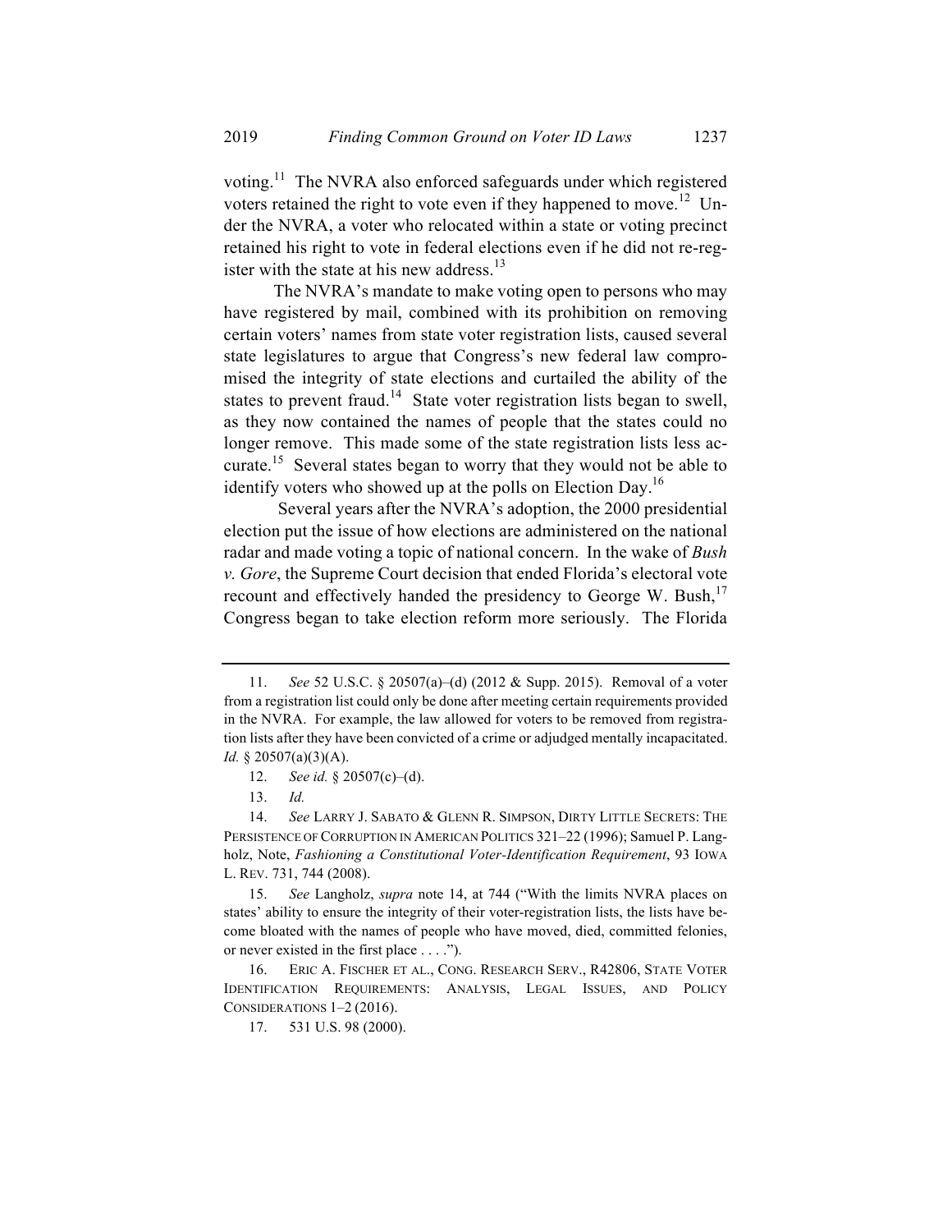voting.[11] The NVRA also enforced safeguards under which registered voters retained the right to vote even if they happened to move.[12] Under the NVRA, a voter who relocated within a state or voting precinct retained his right to vote in federal elections even if he did not re-register with the state at his new address.[13]

The NVRA's mandate to make voting open to persons who may have registered by mail, combined with its prohibition on removing certain voters' names from state voter registration lists, caused several state legislatures to argue that Congress's new federal law compromised the integrity of state elections and curtailed the ability of the states to prevent fraud.[14] State voter registration lists began to swell, as they now contained the names of people that the states could no longer remove. This made some of the state registration lists less accurate.[15] Several states began to worry that they would not be able to identify voters who showed up at the polls on Election Day.[16]

Several years after the NVRA's adoption, the 2000 presidential election put the issue of how elections are administered on the national radar and made voting a topic of national concern. In the wake of *Bush v. Gore*, the Supreme Court decision that ended Florida's electoral vote recount and effectively handed the presidency to George W. Bush,[17] Congress began to take election reform more seriously. The Florida

---

11. *See* 52 U.S.C. § 20507(a)–(d) (2012 & Supp. 2015). Removal of a voter from a registration list could only be done after meeting certain requirements provided in the NVRA. For example, the law allowed for voters to be removed from registration lists after they have been convicted of a crime or adjudged mentally incapacitated. *Id.* § 20507(a)(3)(A).

12. *See id.* § 20507(c)–(d).

13. *Id.*

14. *See* LARRY J. SABATO & GLENN R. SIMPSON, DIRTY LITTLE SECRETS: THE PERSISTENCE OF CORRUPTION IN AMERICAN POLITICS 321–22 (1996); Samuel P. Langholz, Note, *Fashioning a Constitutional Voter-Identification Requirement*, 93 IOWA L. REV. 731, 744 (2008).

15. *See* Langholz, *supra* note 14, at 744 ("With the limits NVRA places on states' ability to ensure the integrity of their voter-registration lists, the lists have become bloated with the names of people who have moved, died, committed felonies, or never existed in the first place . . . .").

16. ERIC A. FISCHER ET AL., CONG. RESEARCH SERV., R42806, STATE VOTER IDENTIFICATION REQUIREMENTS: ANALYSIS, LEGAL ISSUES, AND POLICY CONSIDERATIONS 1–2 (2016).

17. 531 U.S. 98 (2000).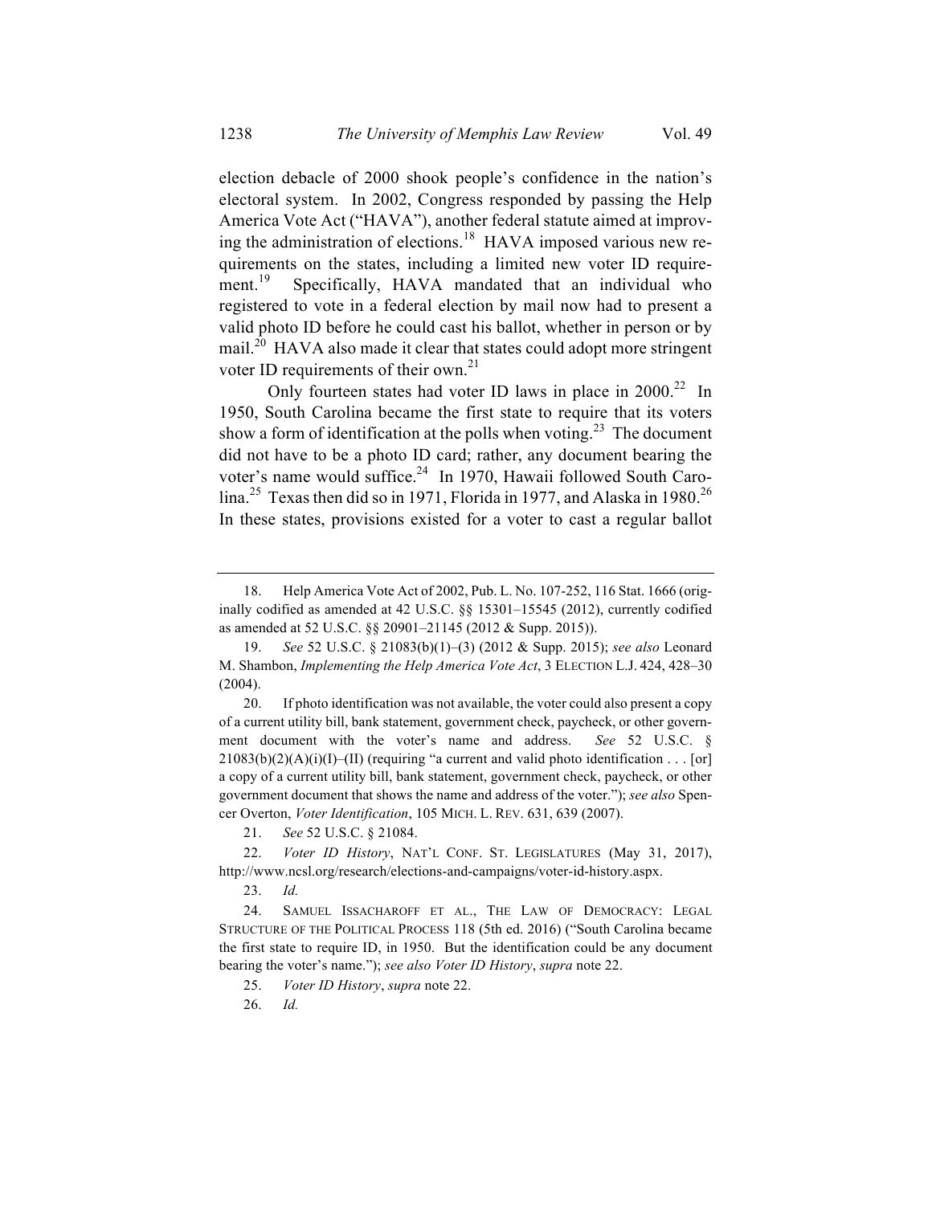election debacle of 2000 shook people's confidence in the nation's electoral system. In 2002, Congress responded by passing the Help America Vote Act ("HAVA"), another federal statute aimed at improving the administration of elections.[18] HAVA imposed various new requirements on the states, including a limited new voter ID requirement.[19] Specifically, HAVA mandated that an individual who registered to vote in a federal election by mail now had to present a valid photo ID before he could cast his ballot, whether in person or by mail.[20] HAVA also made it clear that states could adopt more stringent voter ID requirements of their own.[21]

Only fourteen states had voter ID laws in place in 2000.[22] In 1950, South Carolina became the first state to require that its voters show a form of identification at the polls when voting.[23] The document did not have to be a photo ID card; rather, any document bearing the voter's name would suffice.[24] In 1970, Hawaii followed South Carolina.[25] Texas then did so in 1971, Florida in 1977, and Alaska in 1980.[26] In these states, provisions existed for a voter to cast a regular ballot

---

18. Help America Vote Act of 2002, Pub. L. No. 107-252, 116 Stat. 1666 (originally codified as amended at 42 U.S.C. §§ 15301–15545 (2012), currently codified as amended at 52 U.S.C. §§ 20901–21145 (2012 & Supp. 2015)).

19. *See* 52 U.S.C. § 21083(b)(1)–(3) (2012 & Supp. 2015); *see also* Leonard M. Shambon, *Implementing the Help America Vote Act*, 3 ELECTION L.J. 424, 428–30 (2004).

20. If photo identification was not available, the voter could also present a copy of a current utility bill, bank statement, government check, paycheck, or other government document with the voter's name and address. *See* 52 U.S.C. § 21083(b)(2)(A)(i)(I)–(II) (requiring "a current and valid photo identification . . . [or] a copy of a current utility bill, bank statement, government check, paycheck, or other government document that shows the name and address of the voter."); *see also* Spencer Overton, *Voter Identification*, 105 MICH. L. REV. 631, 639 (2007).

21. *See* 52 U.S.C. § 21084.

22. *Voter ID History*, NAT'L CONF. ST. LEGISLATURES (May 31, 2017), http://www.ncsl.org/research/elections-and-campaigns/voter-id-history.aspx.

23. *Id.*

24. SAMUEL ISSACHAROFF ET AL., THE LAW OF DEMOCRACY: LEGAL STRUCTURE OF THE POLITICAL PROCESS 118 (5th ed. 2016) ("South Carolina became the first state to require ID, in 1950. But the identification could be any document bearing the voter's name."); *see also Voter ID History*, *supra* note 22.

25. *Voter ID History*, *supra* note 22.

26. *Id.*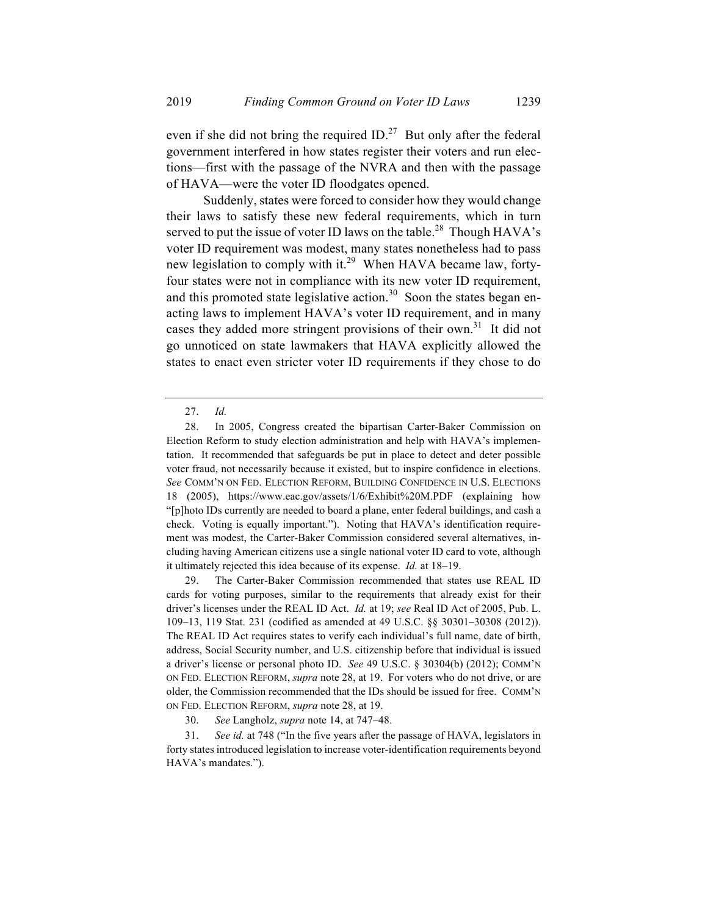even if she did not bring the required ID.[27] But only after the federal government interfered in how states register their voters and run elections—first with the passage of the NVRA and then with the passage of HAVA—were the voter ID floodgates opened.

Suddenly, states were forced to consider how they would change their laws to satisfy these new federal requirements, which in turn served to put the issue of voter ID laws on the table.[28] Though HAVA's voter ID requirement was modest, many states nonetheless had to pass new legislation to comply with it.[29] When HAVA became law, forty-four states were not in compliance with its new voter ID requirement, and this promoted state legislative action.[30] Soon the states began enacting laws to implement HAVA's voter ID requirement, and in many cases they added more stringent provisions of their own.[31] It did not go unnoticed on state lawmakers that HAVA explicitly allowed the states to enact even stricter voter ID requirements if they chose to do

---

27. *Id.*

28. In 2005, Congress created the bipartisan Carter-Baker Commission on Election Reform to study election administration and help with HAVA's implementation. It recommended that safeguards be put in place to detect and deter possible voter fraud, not necessarily because it existed, but to inspire confidence in elections. *See* COMM'N ON FED. ELECTION REFORM, BUILDING CONFIDENCE IN U.S. ELECTIONS 18 (2005), https://www.eac.gov/assets/1/6/Exhibit%20M.PDF (explaining how "[p]hoto IDs currently are needed to board a plane, enter federal buildings, and cash a check. Voting is equally important."). Noting that HAVA's identification requirement was modest, the Carter-Baker Commission considered several alternatives, including having American citizens use a single national voter ID card to vote, although it ultimately rejected this idea because of its expense. *Id.* at 18–19.

29. The Carter-Baker Commission recommended that states use REAL ID cards for voting purposes, similar to the requirements that already exist for their driver's licenses under the REAL ID Act. *Id.* at 19; *see* Real ID Act of 2005, Pub. L. 109–13, 119 Stat. 231 (codified as amended at 49 U.S.C. §§ 30301–30308 (2012)). The REAL ID Act requires states to verify each individual's full name, date of birth, address, Social Security number, and U.S. citizenship before that individual is issued a driver's license or personal photo ID. *See* 49 U.S.C. § 30304(b) (2012); COMM'N ON FED. ELECTION REFORM, *supra* note 28, at 19. For voters who do not drive, or are older, the Commission recommended that the IDs should be issued for free. COMM'N ON FED. ELECTION REFORM, *supra* note 28, at 19.

30. *See* Langholz, *supra* note 14, at 747–48.

31. *See id.* at 748 ("In the five years after the passage of HAVA, legislators in forty states introduced legislation to increase voter-identification requirements beyond HAVA's mandates.").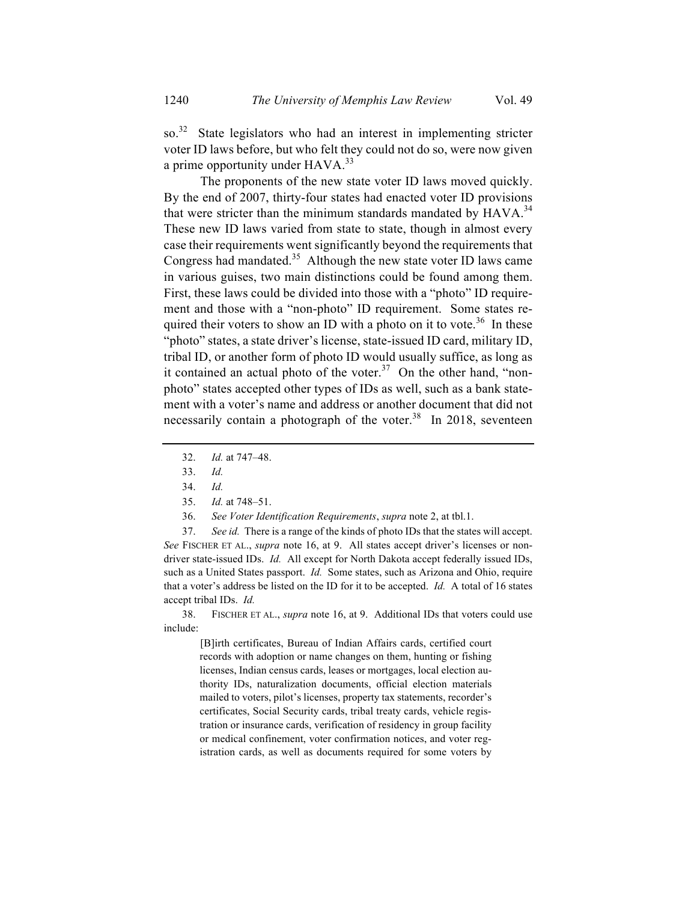so.[32] State legislators who had an interest in implementing stricter voter ID laws before, but who felt they could not do so, were now given a prime opportunity under HAVA.[33]

The proponents of the new state voter ID laws moved quickly. By the end of 2007, thirty-four states had enacted voter ID provisions that were stricter than the minimum standards mandated by HAVA.[34] These new ID laws varied from state to state, though in almost every case their requirements went significantly beyond the requirements that Congress had mandated.[35] Although the new state voter ID laws came in various guises, two main distinctions could be found among them. First, these laws could be divided into those with a "photo" ID requirement and those with a "non-photo" ID requirement. Some states required their voters to show an ID with a photo on it to vote.[36] In these "photo" states, a state driver's license, state-issued ID card, military ID, tribal ID, or another form of photo ID would usually suffice, as long as it contained an actual photo of the voter.[37] On the other hand, "non-photo" states accepted other types of IDs as well, such as a bank statement with a voter's name and address or another document that did not necessarily contain a photograph of the voter.[38] In 2018, seventeen

---

32. *Id.* at 747–48.

33. *Id.*

34. *Id.*

35. *Id.* at 748–51.

36. *See Voter Identification Requirements*, *supra* note 2, at tbl.1.

37. *See id.* There is a range of the kinds of photo IDs that the states will accept. *See* FISCHER ET AL., *supra* note 16, at 9. All states accept driver's licenses or non-driver state-issued IDs. *Id.* All except for North Dakota accept federally issued IDs, such as a United States passport. *Id.* Some states, such as Arizona and Ohio, require that a voter's address be listed on the ID for it to be accepted. *Id.* A total of 16 states accept tribal IDs. *Id.*

38. FISCHER ET AL., *supra* note 16, at 9. Additional IDs that voters could use include:

> [B]irth certificates, Bureau of Indian Affairs cards, certified court records with adoption or name changes on them, hunting or fishing licenses, Indian census cards, leases or mortgages, local election authority IDs, naturalization documents, official election materials mailed to voters, pilot's licenses, property tax statements, recorder's certificates, Social Security cards, tribal treaty cards, vehicle registration or insurance cards, verification of residency in group facility or medical confinement, voter confirmation notices, and voter registration cards, as well as documents required for some voters by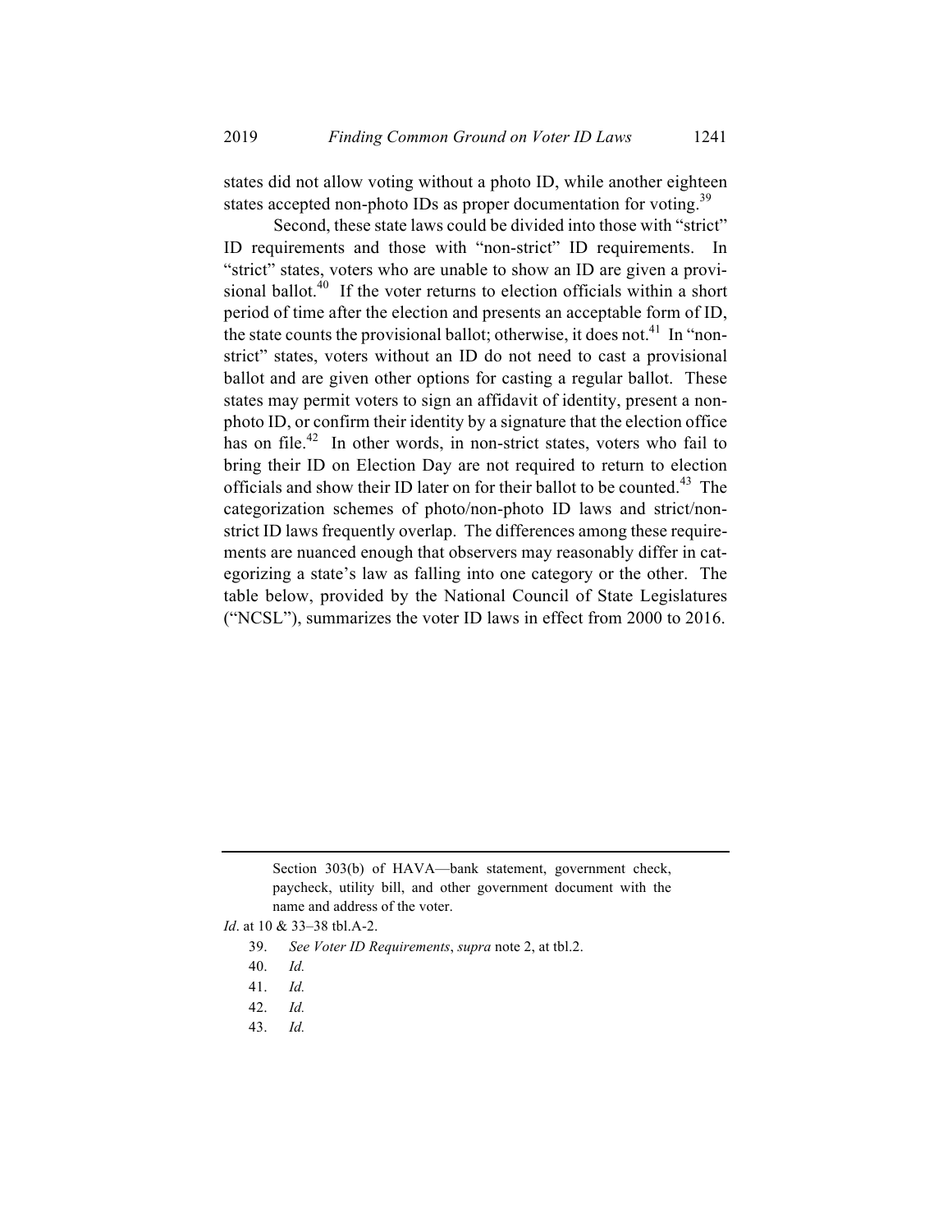states did not allow voting without a photo ID, while another eighteen states accepted non-photo IDs as proper documentation for voting.[39]

Second, these state laws could be divided into those with "strict" ID requirements and those with "non-strict" ID requirements. In "strict" states, voters who are unable to show an ID are given a provisional ballot.[40] If the voter returns to election officials within a short period of time after the election and presents an acceptable form of ID, the state counts the provisional ballot; otherwise, it does not.[41] In "non-strict" states, voters without an ID do not need to cast a provisional ballot and are given other options for casting a regular ballot. These states may permit voters to sign an affidavit of identity, present a non-photo ID, or confirm their identity by a signature that the election office has on file.[42] In other words, in non-strict states, voters who fail to bring their ID on Election Day are not required to return to election officials and show their ID later on for their ballot to be counted.[43] The categorization schemes of photo/non-photo ID laws and strict/non-strict ID laws frequently overlap. The differences among these requirements are nuanced enough that observers may reasonably differ in categorizing a state's law as falling into one category or the other. The table below, provided by the National Council of State Legislatures ("NCSL"), summarizes the voter ID laws in effect from 2000 to 2016.

---

> Section 303(b) of HAVA—bank statement, government check, paycheck, utility bill, and other government document with the name and address of the voter.

*Id*. at 10 & 33–38 tbl.A-2.

39. *See Voter ID Requirements*, *supra* note 2, at tbl.2.

40. *Id.*

41. *Id.*

42. *Id.*

43. *Id.*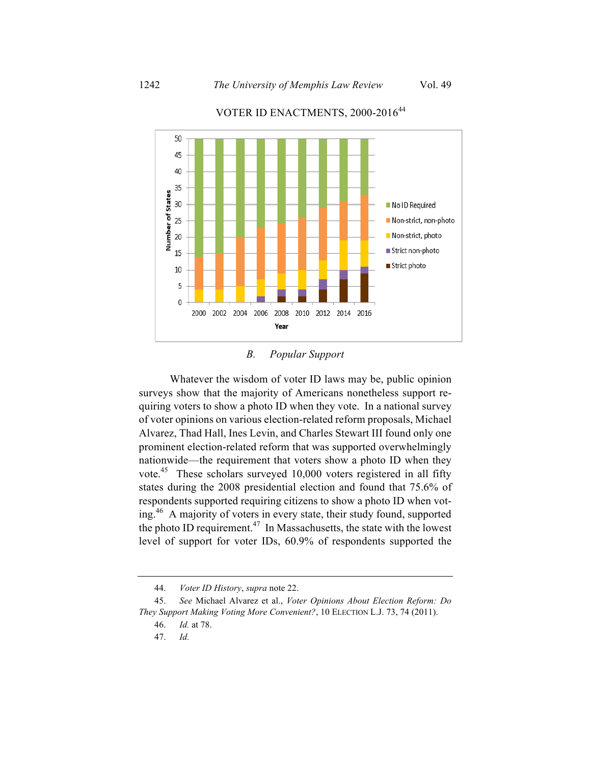VOTER ID ENACTMENTS, 2000-2016[44]

## B. *Popular Support*

Whatever the wisdom of voter ID laws may be, public opinion surveys show that the majority of Americans nonetheless support requiring voters to show a photo ID when they vote. In a national survey of voter opinions on various election-related reform proposals, Michael Alvarez, Thad Hall, Ines Levin, and Charles Stewart III found only one prominent election-related reform that was supported overwhelmingly nationwide—the requirement that voters show a photo ID when they vote.[45] These scholars surveyed 10,000 voters registered in all fifty states during the 2008 presidential election and found that 75.6% of respondents supported requiring citizens to show a photo ID when voting.[46] A majority of voters in every state, their study found, supported the photo ID requirement.[47] In Massachusetts, the state with the lowest level of support for voter IDs, 60.9% of respondents supported the

---

44. *Voter ID History*, *supra* note 22.

45. *See* Michael Alvarez et al., *Voter Opinions About Election Reform: Do They Support Making Voting More Convenient?*, 10 ELECTION L.J. 73, 74 (2011).

46. *Id.* at 78.

47. *Id.*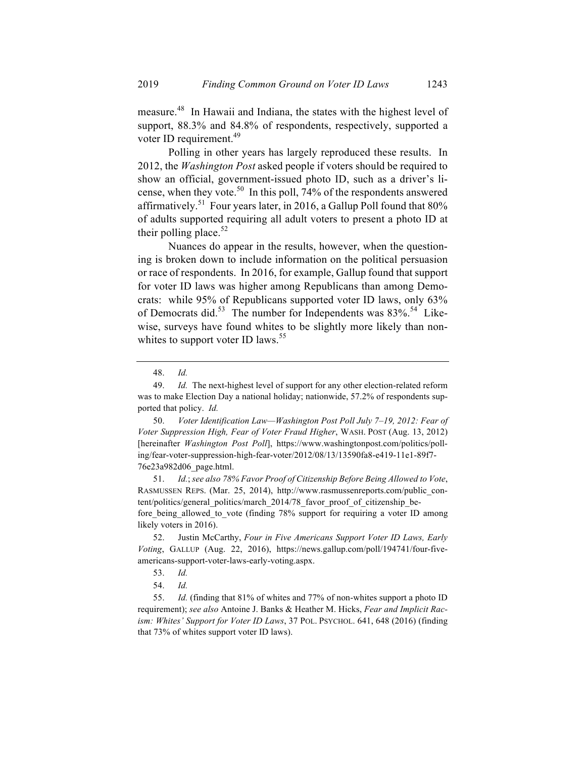measure.[48] In Hawaii and Indiana, the states with the highest level of support, 88.3% and 84.8% of respondents, respectively, supported a voter ID requirement.[49]

Polling in other years has largely reproduced these results. In 2012, the *Washington Post* asked people if voters should be required to show an official, government-issued photo ID, such as a driver's license, when they vote.[50] In this poll, 74% of the respondents answered affirmatively.[51] Four years later, in 2016, a Gallup Poll found that 80% of adults supported requiring all adult voters to present a photo ID at their polling place.[52]

Nuances do appear in the results, however, when the questioning is broken down to include information on the political persuasion or race of respondents. In 2016, for example, Gallup found that support for voter ID laws was higher among Republicans than among Democrats: while 95% of Republicans supported voter ID laws, only 63% of Democrats did.[53] The number for Independents was 83%.[54] Likewise, surveys have found whites to be slightly more likely than non-whites to support voter ID laws.[55]

---

48. *Id.*

49. *Id.* The next-highest level of support for any other election-related reform was to make Election Day a national holiday; nationwide, 57.2% of respondents supported that policy. *Id.*

50. *Voter Identification Law—Washington Post Poll July 7–19, 2012: Fear of Voter Suppression High, Fear of Voter Fraud Higher*, WASH. POST (Aug. 13, 2012) [hereinafter *Washington Post Poll*], https://www.washingtonpost.com/politics/polling/fear-voter-suppression-high-fear-voter/2012/08/13/13590fa8-e419-11e1-89f7-76e23a982d06_page.html.

51. *Id.*; *see also 78% Favor Proof of Citizenship Before Being Allowed to Vote*, RASMUSSEN REPS. (Mar. 25, 2014), http://www.rasmussenreports.com/public_content/politics/general_politics/march_2014/78_favor_proof_of_citizenship_before_being_allowed_to_vote (finding 78% support for requiring a voter ID among likely voters in 2016).

52. Justin McCarthy, *Four in Five Americans Support Voter ID Laws, Early Voting*, GALLUP (Aug. 22, 2016), https://news.gallup.com/poll/194741/four-five-americans-support-voter-laws-early-voting.aspx.

53. *Id.*

54. *Id.*

55. *Id.* (finding that 81% of whites and 77% of non-whites support a photo ID requirement); *see also* Antoine J. Banks & Heather M. Hicks, *Fear and Implicit Racism: Whites' Support for Voter ID Laws*, 37 POL. PSYCHOL. 641, 648 (2016) (finding that 73% of whites support voter ID laws).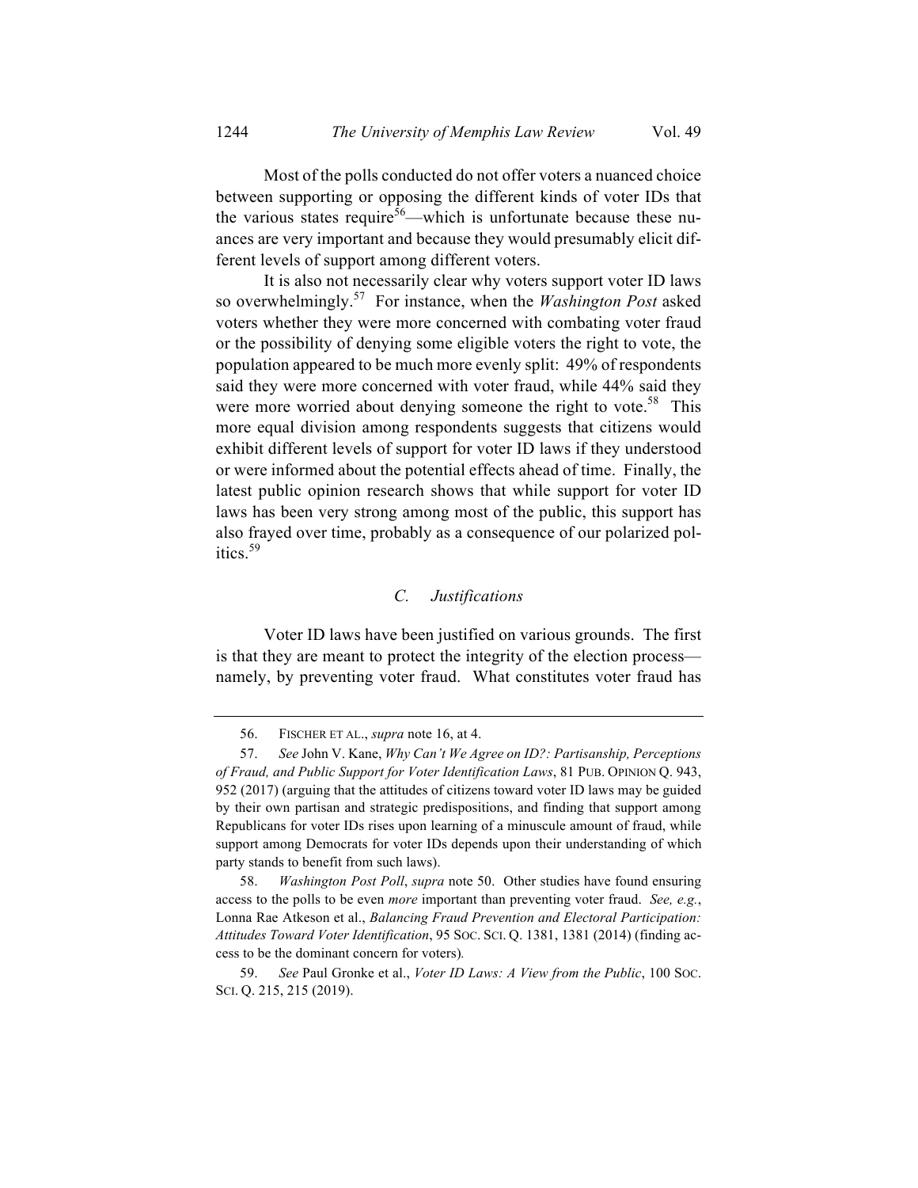Most of the polls conducted do not offer voters a nuanced choice between supporting or opposing the different kinds of voter IDs that the various states require[56]—which is unfortunate because these nuances are very important and because they would presumably elicit different levels of support among different voters.

It is also not necessarily clear why voters support voter ID laws so overwhelmingly.[57] For instance, when the *Washington Post* asked voters whether they were more concerned with combating voter fraud or the possibility of denying some eligible voters the right to vote, the population appeared to be much more evenly split: 49% of respondents said they were more concerned with voter fraud, while 44% said they were more worried about denying someone the right to vote.[58] This more equal division among respondents suggests that citizens would exhibit different levels of support for voter ID laws if they understood or were informed about the potential effects ahead of time. Finally, the latest public opinion research shows that while support for voter ID laws has been very strong among most of the public, this support has also frayed over time, probably as a consequence of our polarized politics.[59]

### *C. Justifications*

Voter ID laws have been justified on various grounds. The first is that they are meant to protect the integrity of the election process—namely, by preventing voter fraud. What constitutes voter fraud has

---

56. FISCHER ET AL., *supra* note 16, at 4.

57. *See* John V. Kane, *Why Can't We Agree on ID?: Partisanship, Perceptions of Fraud, and Public Support for Voter Identification Laws*, 81 PUB. OPINION Q. 943, 952 (2017) (arguing that the attitudes of citizens toward voter ID laws may be guided by their own partisan and strategic predispositions, and finding that support among Republicans for voter IDs rises upon learning of a minuscule amount of fraud, while support among Democrats for voter IDs depends upon their understanding of which party stands to benefit from such laws).

58. *Washington Post Poll*, *supra* note 50. Other studies have found ensuring access to the polls to be even *more* important than preventing voter fraud. *See, e.g.*, Lonna Rae Atkeson et al., *Balancing Fraud Prevention and Electoral Participation: Attitudes Toward Voter Identification*, 95 SOC. SCI. Q. 1381, 1381 (2014) (finding access to be the dominant concern for voters).

59. *See* Paul Gronke et al., *Voter ID Laws: A View from the Public*, 100 SOC. SCI. Q. 215, 215 (2019).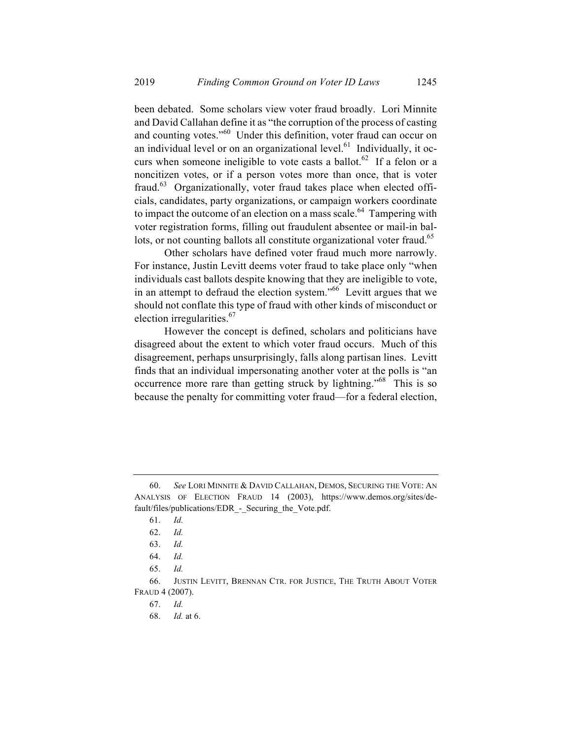been debated. Some scholars view voter fraud broadly. Lori Minnite and David Callahan define it as "the corruption of the process of casting and counting votes."[60] Under this definition, voter fraud can occur on an individual level or on an organizational level.[61] Individually, it occurs when someone ineligible to vote casts a ballot.[62] If a felon or a noncitizen votes, or if a person votes more than once, that is voter fraud.[63] Organizationally, voter fraud takes place when elected officials, candidates, party organizations, or campaign workers coordinate to impact the outcome of an election on a mass scale.[64] Tampering with voter registration forms, filling out fraudulent absentee or mail-in ballots, or not counting ballots all constitute organizational voter fraud.[65]

Other scholars have defined voter fraud much more narrowly. For instance, Justin Levitt deems voter fraud to take place only "when individuals cast ballots despite knowing that they are ineligible to vote, in an attempt to defraud the election system."[66] Levitt argues that we should not conflate this type of fraud with other kinds of misconduct or election irregularities.[67]

However the concept is defined, scholars and politicians have disagreed about the extent to which voter fraud occurs. Much of this disagreement, perhaps unsurprisingly, falls along partisan lines. Levitt finds that an individual impersonating another voter at the polls is "an occurrence more rare than getting struck by lightning."[68] This is so because the penalty for committing voter fraud—for a federal election,

---

60. *See* LORI MINNITE & DAVID CALLAHAN, DEMOS, SECURING THE VOTE: AN ANALYSIS OF ELECTION FRAUD 14 (2003), https://www.demos.org/sites/default/files/publications/EDR_-_Securing_the_Vote.pdf.

61. *Id.*

62. *Id.*

63. *Id.*

64. *Id.*

65. *Id.*

66. JUSTIN LEVITT, BRENNAN CTR. FOR JUSTICE, THE TRUTH ABOUT VOTER FRAUD 4 (2007).

67. *Id.*

68. *Id.* at 6.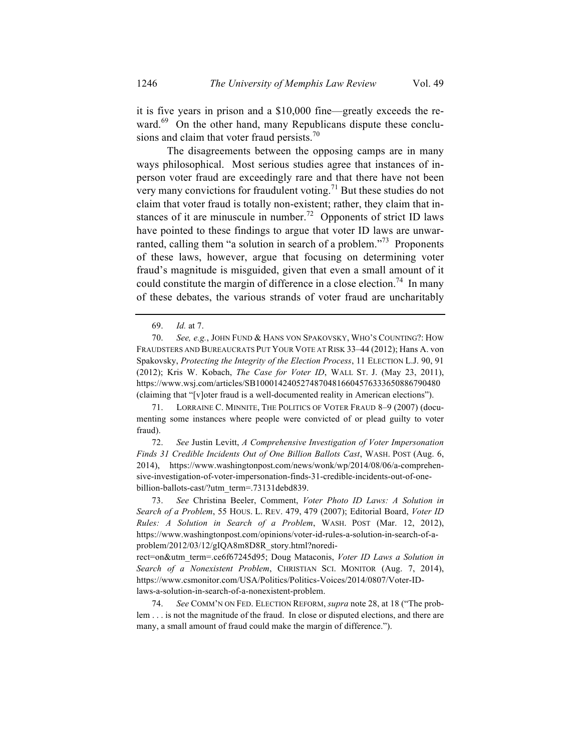it is five years in prison and a $10,000 fine—greatly exceeds the reward.[69] On the other hand, many Republicans dispute these conclusions and claim that voter fraud persists.[70]

The disagreements between the opposing camps are in many ways philosophical. Most serious studies agree that instances of in-person voter fraud are exceedingly rare and that there have not been very many convictions for fraudulent voting.[71] But these studies do not claim that voter fraud is totally non-existent; rather, they claim that instances of it are minuscule in number.[72] Opponents of strict ID laws have pointed to these findings to argue that voter ID laws are unwarranted, calling them "a solution in search of a problem."[73] Proponents of these laws, however, argue that focusing on determining voter fraud's magnitude is misguided, given that even a small amount of it could constitute the margin of difference in a close election.[74] In many of these debates, the various strands of voter fraud are uncharitably

---

69. *Id.* at 7.

70. *See, e.g.*, JOHN FUND & HANS VON SPAKOVSKY, WHO'S COUNTING?: HOW FRAUDSTERS AND BUREAUCRATS PUT YOUR VOTE AT RISK 33–44 (2012); Hans A. von Spakovsky, *Protecting the Integrity of the Election Process*, 11 ELECTION L.J. 90, 91 (2012); Kris W. Kobach, *The Case for Voter ID*, WALL ST. J. (May 23, 2011), https://www.wsj.com/articles/SB10001424052748704816604576333650886790480 (claiming that "[v]oter fraud is a well-documented reality in American elections").

71. LORRAINE C. MINNITE, THE POLITICS OF VOTER FRAUD 8–9 (2007) (documenting some instances where people were convicted of or plead guilty to voter fraud).

72. *See* Justin Levitt, *A Comprehensive Investigation of Voter Impersonation Finds 31 Credible Incidents Out of One Billion Ballots Cast*, WASH. POST (Aug. 6, 2014), https://www.washingtonpost.com/news/wonk/wp/2014/08/06/a-comprehensive-investigation-of-voter-impersonation-finds-31-credible-incidents-out-of-one-billion-ballots-cast/?utm_term=.73131debd839.

73. *See* Christina Beeler, Comment, *Voter Photo ID Laws: A Solution in Search of a Problem*, 55 HOUS. L. REV. 479, 479 (2007); Editorial Board, *Voter ID Rules: A Solution in Search of a Problem*, WASH. POST (Mar. 12, 2012), https://www.washingtonpost.com/opinions/voter-id-rules-a-solution-in-search-of-a-problem/2012/03/12/gIQA8m8D8R_story.html?noredirect=on&utm_term=.ce6f67245d95; Doug Mataconis, *Voter ID Laws a Solution in Search of a Nonexistent Problem*, CHRISTIAN SCI. MONITOR (Aug. 7, 2014), https://www.csmonitor.com/USA/Politics/Politics-Voices/2014/0807/Voter-ID-laws-a-solution-in-search-of-a-nonexistent-problem.

74. *See* COMM'N ON FED. ELECTION REFORM, *supra* note 28, at 18 ("The problem . . . is not the magnitude of the fraud. In close or disputed elections, and there are many, a small amount of fraud could make the margin of difference.").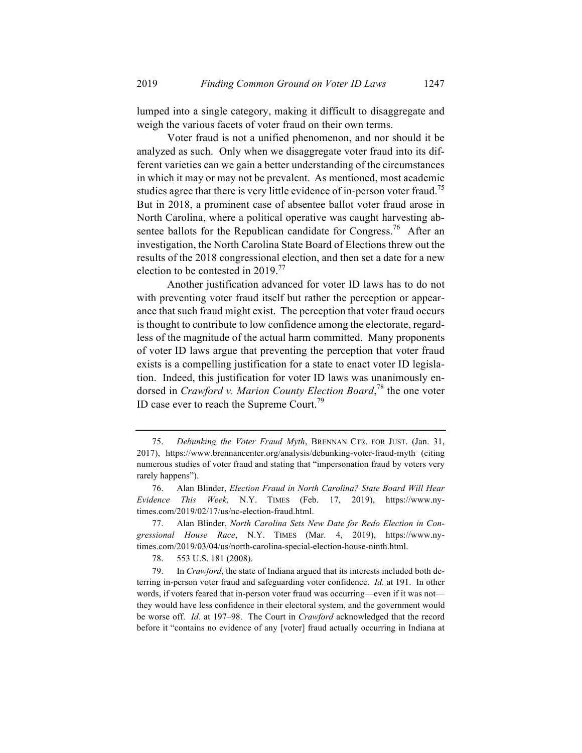lumped into a single category, making it difficult to disaggregate and weigh the various facets of voter fraud on their own terms.

Voter fraud is not a unified phenomenon, and nor should it be analyzed as such. Only when we disaggregate voter fraud into its different varieties can we gain a better understanding of the circumstances in which it may or may not be prevalent. As mentioned, most academic studies agree that there is very little evidence of in-person voter fraud.[75] But in 2018, a prominent case of absentee ballot voter fraud arose in North Carolina, where a political operative was caught harvesting absentee ballots for the Republican candidate for Congress.[76] After an investigation, the North Carolina State Board of Elections threw out the results of the 2018 congressional election, and then set a date for a new election to be contested in 2019.[77]

Another justification advanced for voter ID laws has to do not with preventing voter fraud itself but rather the perception or appearance that such fraud might exist. The perception that voter fraud occurs is thought to contribute to low confidence among the electorate, regardless of the magnitude of the actual harm committed. Many proponents of voter ID laws argue that preventing the perception that voter fraud exists is a compelling justification for a state to enact voter ID legislation. Indeed, this justification for voter ID laws was unanimously endorsed in *Crawford v. Marion County Election Board*,[78] the one voter ID case ever to reach the Supreme Court.[79]

---

75. *Debunking the Voter Fraud Myth*, BRENNAN CTR. FOR JUST. (Jan. 31, 2017), https://www.brennancenter.org/analysis/debunking-voter-fraud-myth (citing numerous studies of voter fraud and stating that "impersonation fraud by voters very rarely happens").

76. Alan Blinder, *Election Fraud in North Carolina? State Board Will Hear Evidence This Week*, N.Y. TIMES (Feb. 17, 2019), https://www.nytimes.com/2019/02/17/us/nc-election-fraud.html.

77. Alan Blinder, *North Carolina Sets New Date for Redo Election in Congressional House Race*, N.Y. TIMES (Mar. 4, 2019), https://www.nytimes.com/2019/03/04/us/north-carolina-special-election-house-ninth.html.

78. 553 U.S. 181 (2008).

79. In *Crawford*, the state of Indiana argued that its interests included both deterring in-person voter fraud and safeguarding voter confidence. *Id.* at 191. In other words, if voters feared that in-person voter fraud was occurring—even if it was not—they would have less confidence in their electoral system, and the government would be worse off. *Id.* at 197–98. The Court in *Crawford* acknowledged that the record before it "contains no evidence of any [voter] fraud actually occurring in Indiana at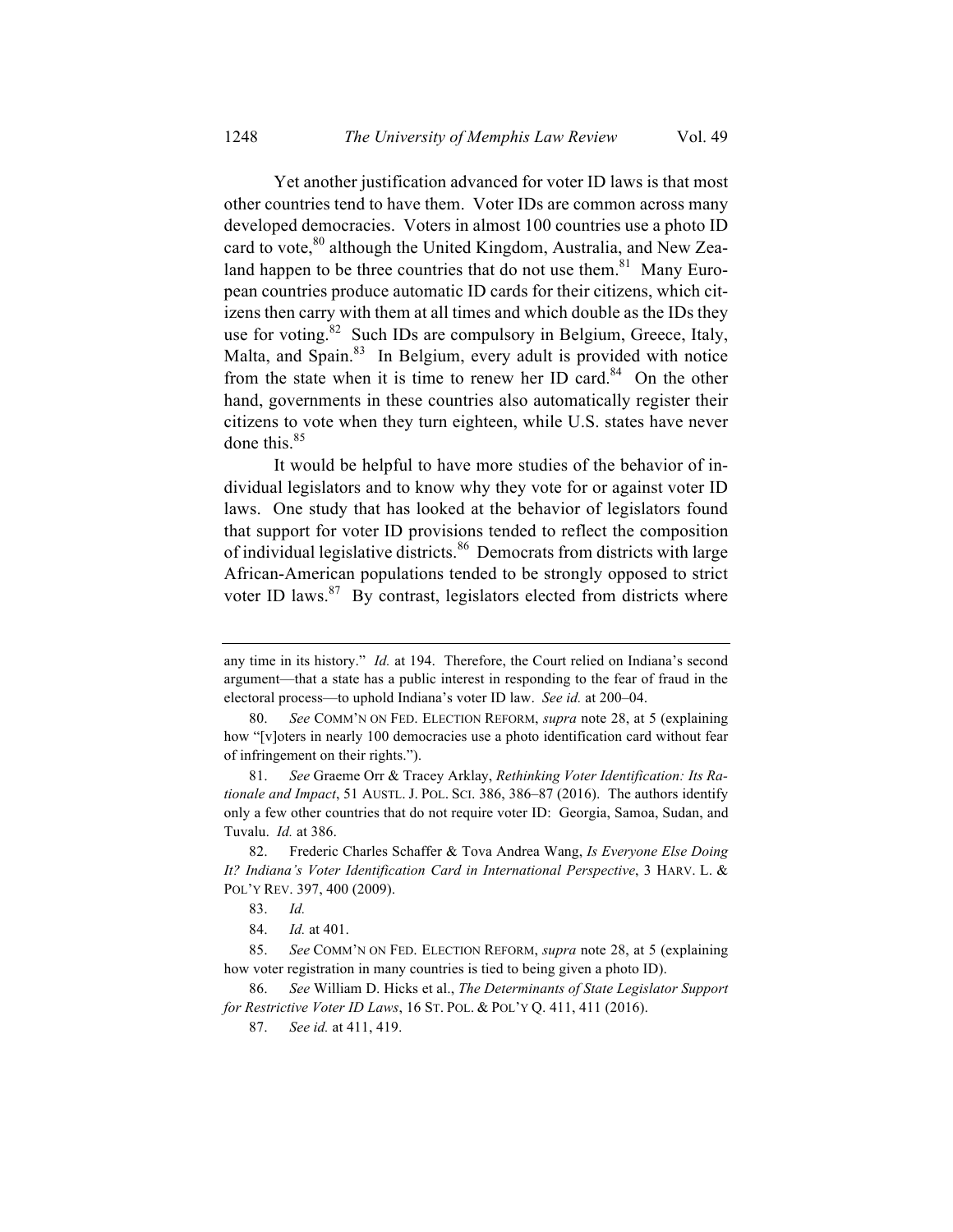Yet another justification advanced for voter ID laws is that most other countries tend to have them. Voter IDs are common across many developed democracies. Voters in almost 100 countries use a photo ID card to vote,[80] although the United Kingdom, Australia, and New Zealand happen to be three countries that do not use them.[81] Many European countries produce automatic ID cards for their citizens, which citizens then carry with them at all times and which double as the IDs they use for voting.[82] Such IDs are compulsory in Belgium, Greece, Italy, Malta, and Spain.[83] In Belgium, every adult is provided with notice from the state when it is time to renew her ID card.[84] On the other hand, governments in these countries also automatically register their citizens to vote when they turn eighteen, while U.S. states have never done this.[85]

It would be helpful to have more studies of the behavior of individual legislators and to know why they vote for or against voter ID laws. One study that has looked at the behavior of legislators found that support for voter ID provisions tended to reflect the composition of individual legislative districts.[86] Democrats from districts with large African-American populations tended to be strongly opposed to strict voter ID laws.[87] By contrast, legislators elected from districts where

---

any time in its history." *Id.* at 194. Therefore, the Court relied on Indiana's second argument—that a state has a public interest in responding to the fear of fraud in the electoral process—to uphold Indiana's voter ID law. *See id.* at 200–04.

80. *See* COMM'N ON FED. ELECTION REFORM, *supra* note 28, at 5 (explaining how "[v]oters in nearly 100 democracies use a photo identification card without fear of infringement on their rights.").

81. *See* Graeme Orr & Tracey Arklay, *Rethinking Voter Identification: Its Rationale and Impact*, 51 AUSTL. J. POL. SCI. 386, 386–87 (2016). The authors identify only a few other countries that do not require voter ID: Georgia, Samoa, Sudan, and Tuvalu. *Id.* at 386.

82. Frederic Charles Schaffer & Tova Andrea Wang, *Is Everyone Else Doing It? Indiana's Voter Identification Card in International Perspective*, 3 HARV. L. & POL'Y REV. 397, 400 (2009).

83. *Id.*

84. *Id.* at 401.

85. *See* COMM'N ON FED. ELECTION REFORM, *supra* note 28, at 5 (explaining how voter registration in many countries is tied to being given a photo ID).

86. *See* William D. Hicks et al., *The Determinants of State Legislator Support for Restrictive Voter ID Laws*, 16 ST. POL. & POL'Y Q. 411, 411 (2016).

87. *See id.* at 411, 419.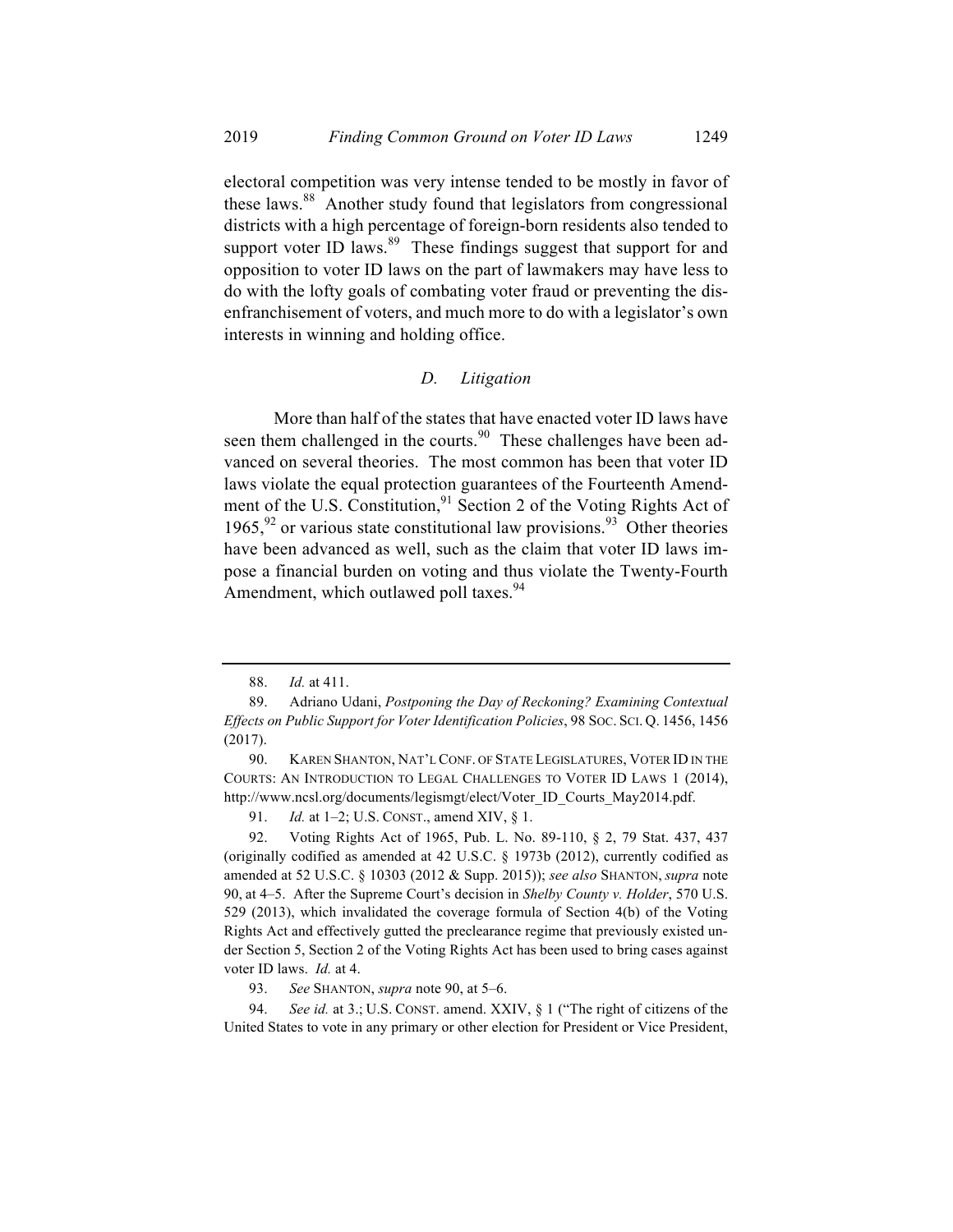electoral competition was very intense tended to be mostly in favor of these laws.[88] Another study found that legislators from congressional districts with a high percentage of foreign-born residents also tended to support voter ID laws.[89] These findings suggest that support for and opposition to voter ID laws on the part of lawmakers may have less to do with the lofty goals of combating voter fraud or preventing the disenfranchisement of voters, and much more to do with a legislator's own interests in winning and holding office.

### *D. Litigation*

More than half of the states that have enacted voter ID laws have seen them challenged in the courts.[90] These challenges have been advanced on several theories. The most common has been that voter ID laws violate the equal protection guarantees of the Fourteenth Amendment of the U.S. Constitution,[91] Section 2 of the Voting Rights Act of 1965,[92] or various state constitutional law provisions.[93] Other theories have been advanced as well, such as the claim that voter ID laws impose a financial burden on voting and thus violate the Twenty-Fourth Amendment, which outlawed poll taxes.[94]

---

88. *Id.* at 411.

89. Adriano Udani, *Postponing the Day of Reckoning? Examining Contextual Effects on Public Support for Voter Identification Policies*, 98 SOC. SCI. Q. 1456, 1456 (2017).

90. KAREN SHANTON, NAT'L CONF. OF STATE LEGISLATURES, VOTER ID IN THE COURTS: AN INTRODUCTION TO LEGAL CHALLENGES TO VOTER ID LAWS 1 (2014), http://www.ncsl.org/documents/legismgt/elect/Voter_ID_Courts_May2014.pdf.

91. *Id.* at 1–2; U.S. CONST., amend XIV, § 1.

92. Voting Rights Act of 1965, Pub. L. No. 89-110, § 2, 79 Stat. 437, 437 (originally codified as amended at 42 U.S.C. § 1973b (2012), currently codified as amended at 52 U.S.C. § 10303 (2012 & Supp. 2015)); *see also* SHANTON, *supra* note 90, at 4–5. After the Supreme Court's decision in *Shelby County v. Holder*, 570 U.S. 529 (2013), which invalidated the coverage formula of Section 4(b) of the Voting Rights Act and effectively gutted the preclearance regime that previously existed under Section 5, Section 2 of the Voting Rights Act has been used to bring cases against voter ID laws. *Id.* at 4.

93. *See* SHANTON, *supra* note 90, at 5–6.

94. *See id.* at 3.; U.S. CONST. amend. XXIV, § 1 ("The right of citizens of the United States to vote in any primary or other election for President or Vice President,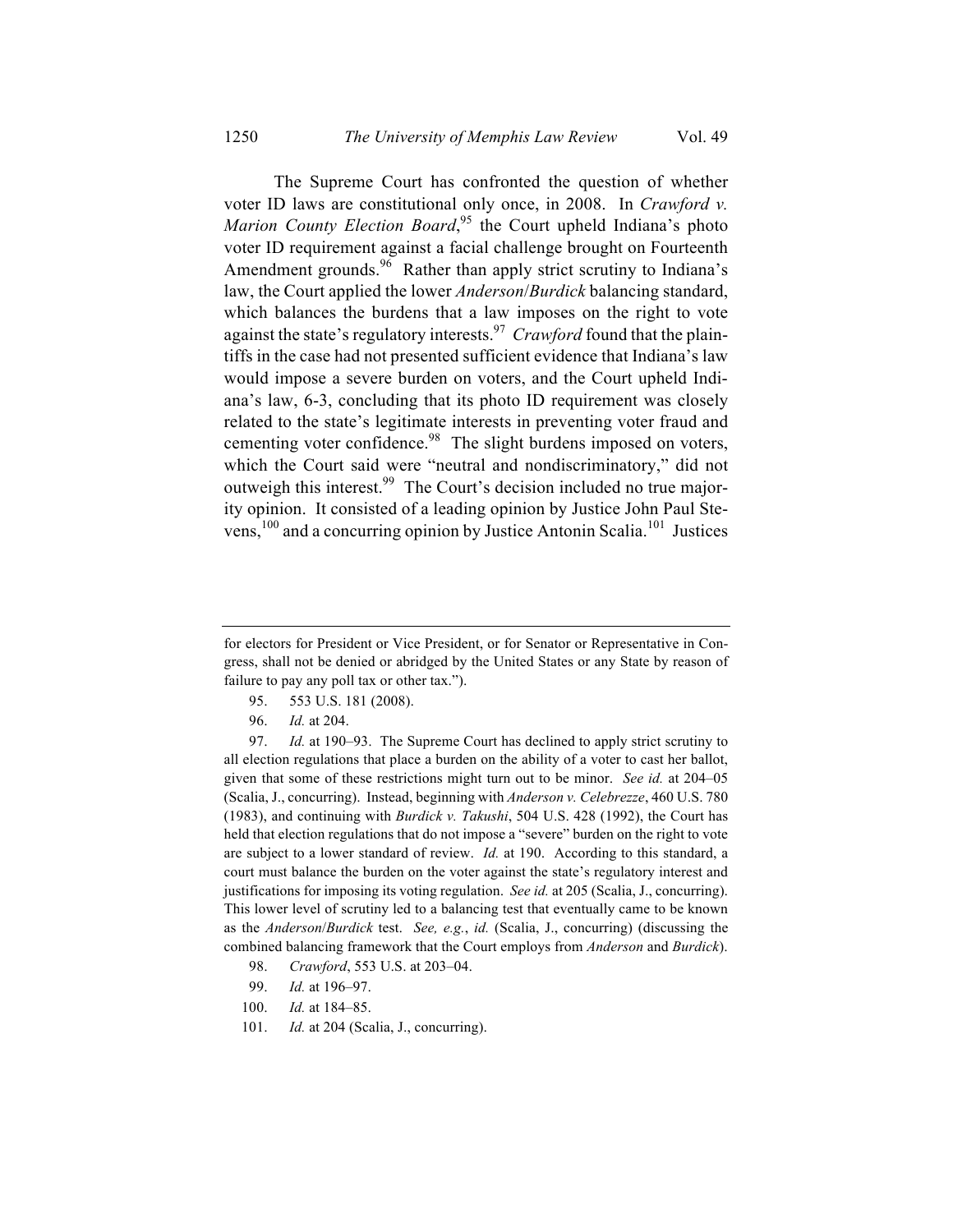The Supreme Court has confronted the question of whether voter ID laws are constitutional only once, in 2008. In *Crawford v. Marion County Election Board*,[95] the Court upheld Indiana's photo voter ID requirement against a facial challenge brought on Fourteenth Amendment grounds.[96] Rather than apply strict scrutiny to Indiana's law, the Court applied the lower *Anderson*/*Burdick* balancing standard, which balances the burdens that a law imposes on the right to vote against the state's regulatory interests.[97] *Crawford* found that the plaintiffs in the case had not presented sufficient evidence that Indiana's law would impose a severe burden on voters, and the Court upheld Indiana's law, 6-3, concluding that its photo ID requirement was closely related to the state's legitimate interests in preventing voter fraud and cementing voter confidence.[98] The slight burdens imposed on voters, which the Court said were "neutral and nondiscriminatory," did not outweigh this interest.[99] The Court's decision included no true majority opinion. It consisted of a leading opinion by Justice John Paul Stevens,[100] and a concurring opinion by Justice Antonin Scalia.[101] Justices

---

for electors for President or Vice President, or for Senator or Representative in Congress, shall not be denied or abridged by the United States or any State by reason of failure to pay any poll tax or other tax.").

95. 553 U.S. 181 (2008).

96. *Id.* at 204.

97. *Id.* at 190–93. The Supreme Court has declined to apply strict scrutiny to all election regulations that place a burden on the ability of a voter to cast her ballot, given that some of these restrictions might turn out to be minor. *See id.* at 204–05 (Scalia, J., concurring). Instead, beginning with *Anderson v. Celebrezze*, 460 U.S. 780 (1983), and continuing with *Burdick v. Takushi*, 504 U.S. 428 (1992), the Court has held that election regulations that do not impose a "severe" burden on the right to vote are subject to a lower standard of review. *Id.* at 190. According to this standard, a court must balance the burden on the voter against the state's regulatory interest and justifications for imposing its voting regulation. *See id.* at 205 (Scalia, J., concurring). This lower level of scrutiny led to a balancing test that eventually came to be known as the *Anderson*/*Burdick* test. *See, e.g.*, *id.* (Scalia, J., concurring) (discussing the combined balancing framework that the Court employs from *Anderson* and *Burdick*).

98. *Crawford*, 553 U.S. at 203–04.

99. *Id.* at 196–97.

100. *Id.* at 184–85.

101. *Id.* at 204 (Scalia, J., concurring).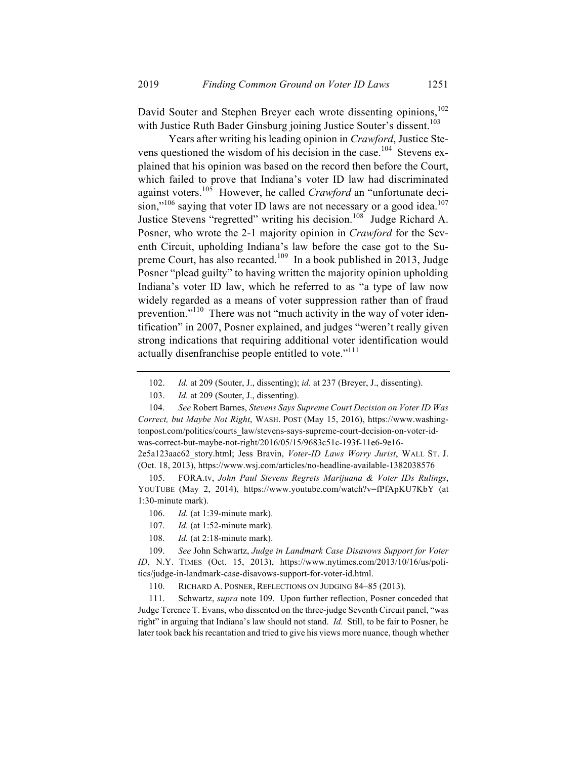David Souter and Stephen Breyer each wrote dissenting opinions,[102] with Justice Ruth Bader Ginsburg joining Justice Souter's dissent.[103]

Years after writing his leading opinion in *Crawford*, Justice Stevens questioned the wisdom of his decision in the case.[104] Stevens explained that his opinion was based on the record then before the Court, which failed to prove that Indiana's voter ID law had discriminated against voters.[105] However, he called *Crawford* an "unfortunate decision,"[106] saying that voter ID laws are not necessary or a good idea.[107] Justice Stevens "regretted" writing his decision.[108] Judge Richard A. Posner, who wrote the 2-1 majority opinion in *Crawford* for the Seventh Circuit, upholding Indiana's law before the case got to the Supreme Court, has also recanted.[109] In a book published in 2013, Judge Posner "plead guilty" to having written the majority opinion upholding Indiana's voter ID law, which he referred to as "a type of law now widely regarded as a means of voter suppression rather than of fraud prevention."[110] There was not "much activity in the way of voter identification" in 2007, Posner explained, and judges "weren't really given strong indications that requiring additional voter identification would actually disenfranchise people entitled to vote."[111]

---

102. *Id.* at 209 (Souter, J., dissenting); *id.* at 237 (Breyer, J., dissenting).

103. *Id.* at 209 (Souter, J., dissenting).

104. *See* Robert Barnes, *Stevens Says Supreme Court Decision on Voter ID Was Correct, but Maybe Not Right*, WASH. POST (May 15, 2016), https://www.washingtonpost.com/politics/courts_law/stevens-says-supreme-court-decision-on-voter-id-was-correct-but-maybe-not-right/2016/05/15/9683c51c-193f-11e6-9e16-2e5a123aac62_story.html; Jess Bravin, *Voter-ID Laws Worry Jurist*, WALL ST. J. (Oct. 18, 2013), https://www.wsj.com/articles/no-headline-available-1382038576

105. FORA.tv, *John Paul Stevens Regrets Marijuana & Voter IDs Rulings*, YOUTUBE (May 2, 2014), https://www.youtube.com/watch?v=fPfApKU7KbY (at 1:30-minute mark).

106. *Id.* (at 1:39-minute mark).

107. *Id.* (at 1:52-minute mark).

108. *Id.* (at 2:18-minute mark).

109. *See* John Schwartz, *Judge in Landmark Case Disavows Support for Voter ID*, N.Y. TIMES (Oct. 15, 2013), https://www.nytimes.com/2013/10/16/us/politics/judge-in-landmark-case-disavows-support-for-voter-id.html.

110. RICHARD A. POSNER, REFLECTIONS ON JUDGING 84–85 (2013).

111. Schwartz, *supra* note 109. Upon further reflection, Posner conceded that Judge Terence T. Evans, who dissented on the three-judge Seventh Circuit panel, "was right" in arguing that Indiana's law should not stand. *Id.* Still, to be fair to Posner, he later took back his recantation and tried to give his views more nuance, though whether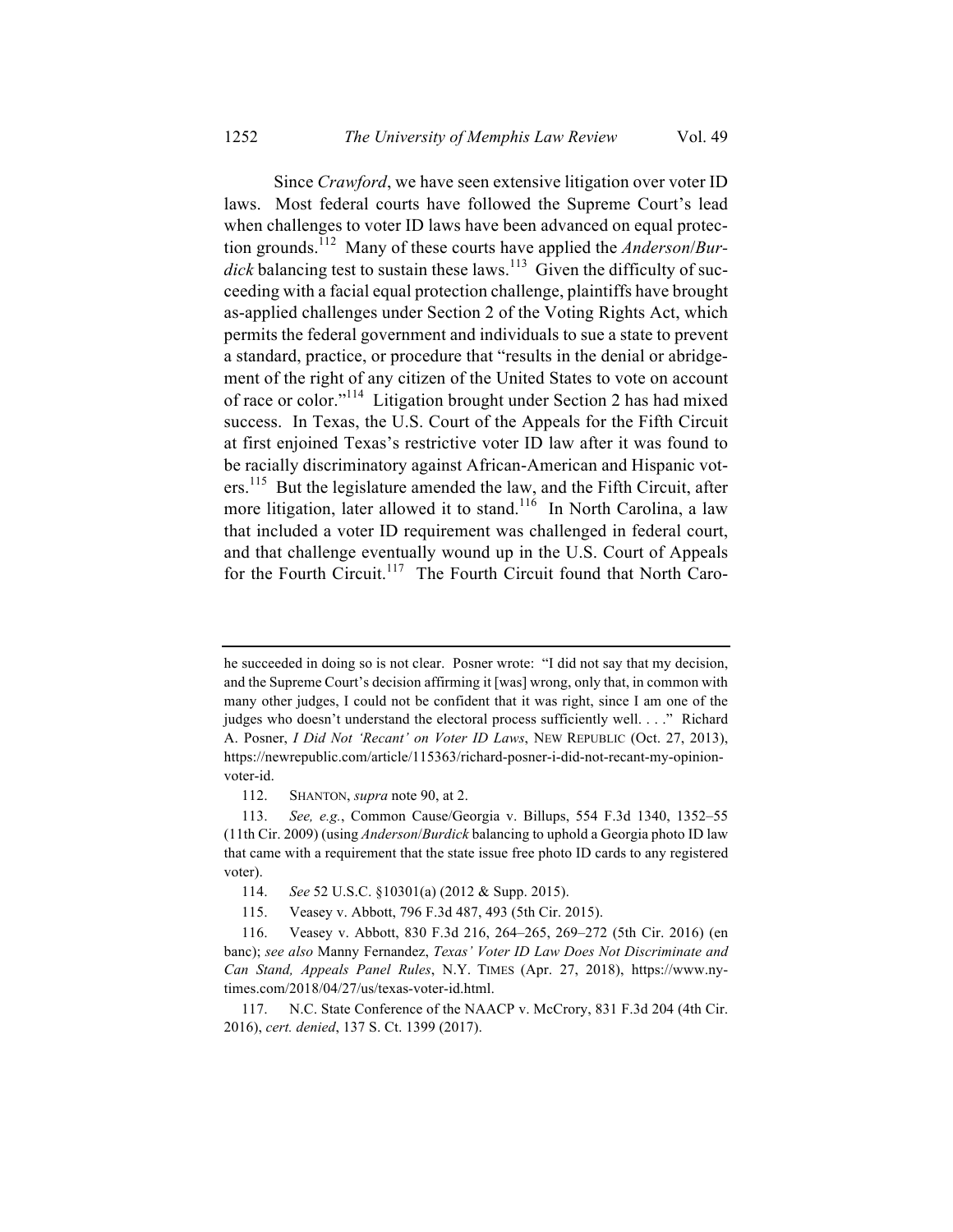Since *Crawford*, we have seen extensive litigation over voter ID laws. Most federal courts have followed the Supreme Court's lead when challenges to voter ID laws have been advanced on equal protection grounds.[112] Many of these courts have applied the *Anderson*/*Burdick* balancing test to sustain these laws.[113] Given the difficulty of succeeding with a facial equal protection challenge, plaintiffs have brought as-applied challenges under Section 2 of the Voting Rights Act, which permits the federal government and individuals to sue a state to prevent a standard, practice, or procedure that "results in the denial or abridgement of the right of any citizen of the United States to vote on account of race or color."[114] Litigation brought under Section 2 has had mixed success. In Texas, the U.S. Court of the Appeals for the Fifth Circuit at first enjoined Texas's restrictive voter ID law after it was found to be racially discriminatory against African-American and Hispanic voters.[115] But the legislature amended the law, and the Fifth Circuit, after more litigation, later allowed it to stand.[116] In North Carolina, a law that included a voter ID requirement was challenged in federal court, and that challenge eventually wound up in the U.S. Court of Appeals for the Fourth Circuit.[117] The Fourth Circuit found that North Caro-

---

he succeeded in doing so is not clear. Posner wrote: "I did not say that my decision, and the Supreme Court's decision affirming it [was] wrong, only that, in common with many other judges, I could not be confident that it was right, since I am one of the judges who doesn't understand the electoral process sufficiently well. . . ." Richard A. Posner, *I Did Not 'Recant' on Voter ID Laws*, NEW REPUBLIC (Oct. 27, 2013), https://newrepublic.com/article/115363/richard-posner-i-did-not-recant-my-opinion-voter-id.

112. SHANTON, *supra* note 90, at 2.

113. *See, e.g.*, Common Cause/Georgia v. Billups, 554 F.3d 1340, 1352–55 (11th Cir. 2009) (using *Anderson*/*Burdick* balancing to uphold a Georgia photo ID law that came with a requirement that the state issue free photo ID cards to any registered voter).

114. *See* 52 U.S.C. §10301(a) (2012 & Supp. 2015).

115. Veasey v. Abbott, 796 F.3d 487, 493 (5th Cir. 2015).

116. Veasey v. Abbott, 830 F.3d 216, 264–265, 269–272 (5th Cir. 2016) (en banc); *see also* Manny Fernandez, *Texas' Voter ID Law Does Not Discriminate and Can Stand, Appeals Panel Rules*, N.Y. TIMES (Apr. 27, 2018), https://www.nytimes.com/2018/04/27/us/texas-voter-id.html.

117. N.C. State Conference of the NAACP v. McCrory, 831 F.3d 204 (4th Cir. 2016), *cert. denied*, 137 S. Ct. 1399 (2017).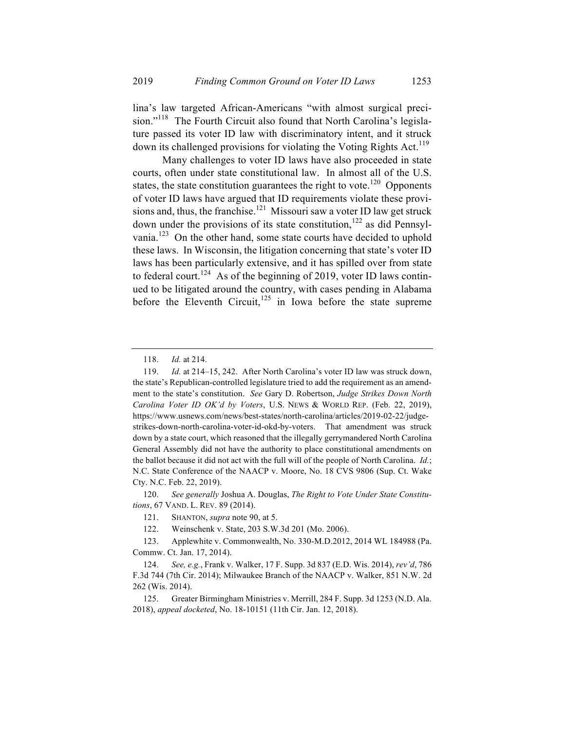lina's law targeted African-Americans "with almost surgical precision."[118] The Fourth Circuit also found that North Carolina's legislature passed its voter ID law with discriminatory intent, and it struck down its challenged provisions for violating the Voting Rights Act.[119]

Many challenges to voter ID laws have also proceeded in state courts, often under state constitutional law. In almost all of the U.S. states, the state constitution guarantees the right to vote.[120] Opponents of voter ID laws have argued that ID requirements violate these provisions and, thus, the franchise.[121] Missouri saw a voter ID law get struck down under the provisions of its state constitution,[122] as did Pennsylvania.[123] On the other hand, some state courts have decided to uphold these laws. In Wisconsin, the litigation concerning that state's voter ID laws has been particularly extensive, and it has spilled over from state to federal court.[124] As of the beginning of 2019, voter ID laws continued to be litigated around the country, with cases pending in Alabama before the Eleventh Circuit,[125] in Iowa before the state supreme

---

118. *Id.* at 214.

119. *Id.* at 214–15, 242. After North Carolina's voter ID law was struck down, the state's Republican-controlled legislature tried to add the requirement as an amendment to the state's constitution. *See* Gary D. Robertson, *Judge Strikes Down North Carolina Voter ID OK'd by Voters*, U.S. NEWS & WORLD REP. (Feb. 22, 2019), https://www.usnews.com/news/best-states/north-carolina/articles/2019-02-22/judge-strikes-down-north-carolina-voter-id-okd-by-voters. That amendment was struck down by a state court, which reasoned that the illegally gerrymandered North Carolina General Assembly did not have the authority to place constitutional amendments on the ballot because it did not act with the full will of the people of North Carolina. *Id.*; N.C. State Conference of the NAACP v. Moore, No. 18 CVS 9806 (Sup. Ct. Wake Cty. N.C. Feb. 22, 2019).

120. *See generally* Joshua A. Douglas, *The Right to Vote Under State Constitutions*, 67 VAND. L. REV. 89 (2014).

121. SHANTON, *supra* note 90, at 5.

122. Weinschenk v. State, 203 S.W.3d 201 (Mo. 2006).

123. Applewhite v. Commonwealth, No. 330-M.D.2012, 2014 WL 184988 (Pa. Commw. Ct. Jan. 17, 2014).

124. *See, e.g.*, Frank v. Walker, 17 F. Supp. 3d 837 (E.D. Wis. 2014), *rev'd*, 786 F.3d 744 (7th Cir. 2014); Milwaukee Branch of the NAACP v. Walker, 851 N.W. 2d 262 (Wis. 2014).

125. Greater Birmingham Ministries v. Merrill, 284 F. Supp. 3d 1253 (N.D. Ala. 2018), *appeal docketed*, No. 18-10151 (11th Cir. Jan. 12, 2018).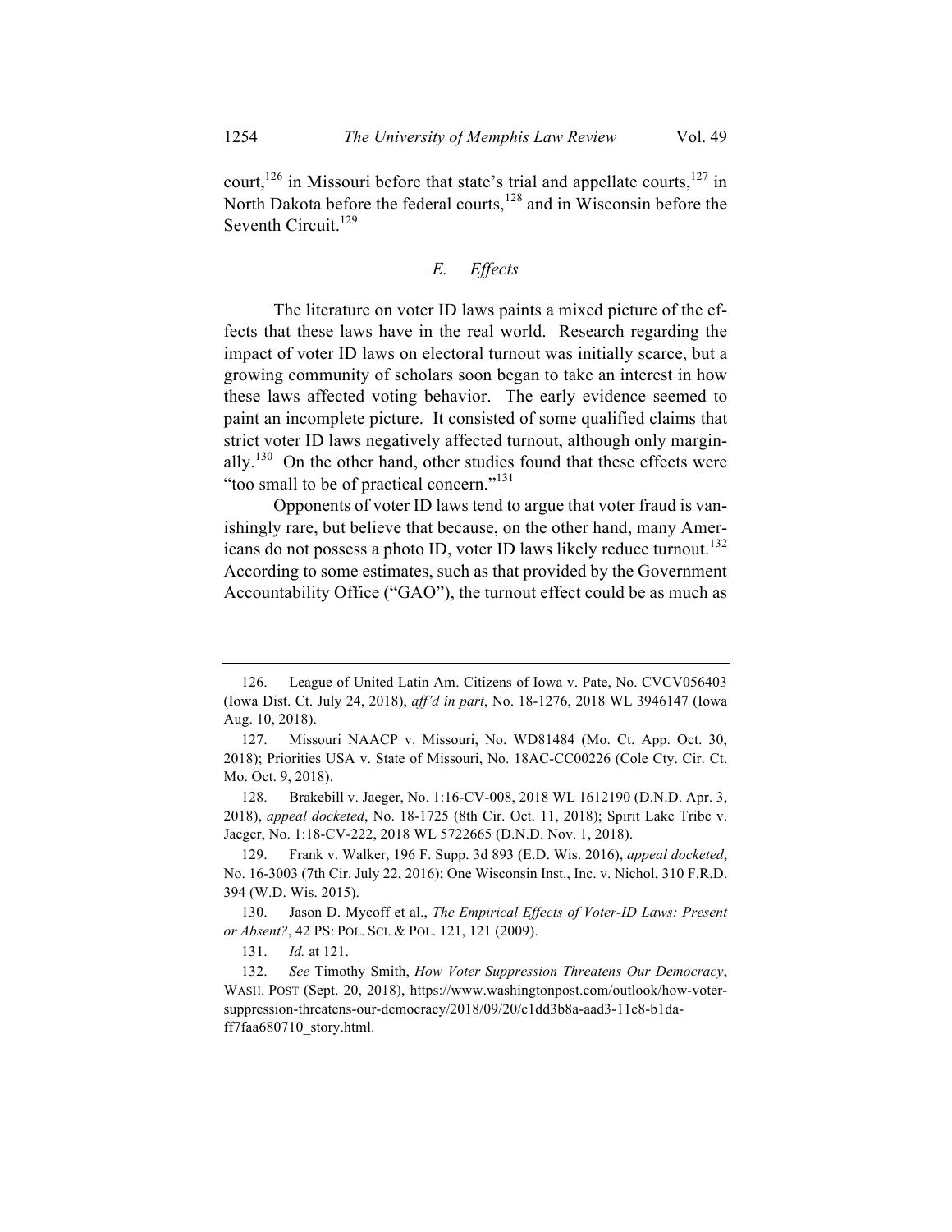court,[126] in Missouri before that state's trial and appellate courts,[127] in North Dakota before the federal courts,[128] and in Wisconsin before the Seventh Circuit.[129]

### *E. Effects*

The literature on voter ID laws paints a mixed picture of the effects that these laws have in the real world. Research regarding the impact of voter ID laws on electoral turnout was initially scarce, but a growing community of scholars soon began to take an interest in how these laws affected voting behavior. The early evidence seemed to paint an incomplete picture. It consisted of some qualified claims that strict voter ID laws negatively affected turnout, although only marginally.[130] On the other hand, other studies found that these effects were "too small to be of practical concern."[131]

Opponents of voter ID laws tend to argue that voter fraud is vanishingly rare, but believe that because, on the other hand, many Americans do not possess a photo ID, voter ID laws likely reduce turnout.[132] According to some estimates, such as that provided by the Government Accountability Office ("GAO"), the turnout effect could be as much as

---

126. League of United Latin Am. Citizens of Iowa v. Pate, No. CVCV056403 (Iowa Dist. Ct. July 24, 2018), *aff'd in part*, No. 18-1276, 2018 WL 3946147 (Iowa Aug. 10, 2018).

127. Missouri NAACP v. Missouri, No. WD81484 (Mo. Ct. App. Oct. 30, 2018); Priorities USA v. State of Missouri, No. 18AC-CC00226 (Cole Cty. Cir. Ct. Mo. Oct. 9, 2018).

128. Brakebill v. Jaeger, No. 1:16-CV-008, 2018 WL 1612190 (D.N.D. Apr. 3, 2018), *appeal docketed*, No. 18-1725 (8th Cir. Oct. 11, 2018); Spirit Lake Tribe v. Jaeger, No. 1:18-CV-222, 2018 WL 5722665 (D.N.D. Nov. 1, 2018).

129. Frank v. Walker, 196 F. Supp. 3d 893 (E.D. Wis. 2016), *appeal docketed*, No. 16-3003 (7th Cir. July 22, 2016); One Wisconsin Inst., Inc. v. Nichol, 310 F.R.D. 394 (W.D. Wis. 2015).

130. Jason D. Mycoff et al., *The Empirical Effects of Voter-ID Laws: Present or Absent?*, 42 PS: POL. SCI. & POL. 121, 121 (2009).

131. *Id.* at 121.

132. *See* Timothy Smith, *How Voter Suppression Threatens Our Democracy*, WASH. POST (Sept. 20, 2018), https://www.washingtonpost.com/outlook/how-voter-suppression-threatens-our-democracy/2018/09/20/c1dd3b8a-aad3-11e8-b1da-ff7faa680710_story.html.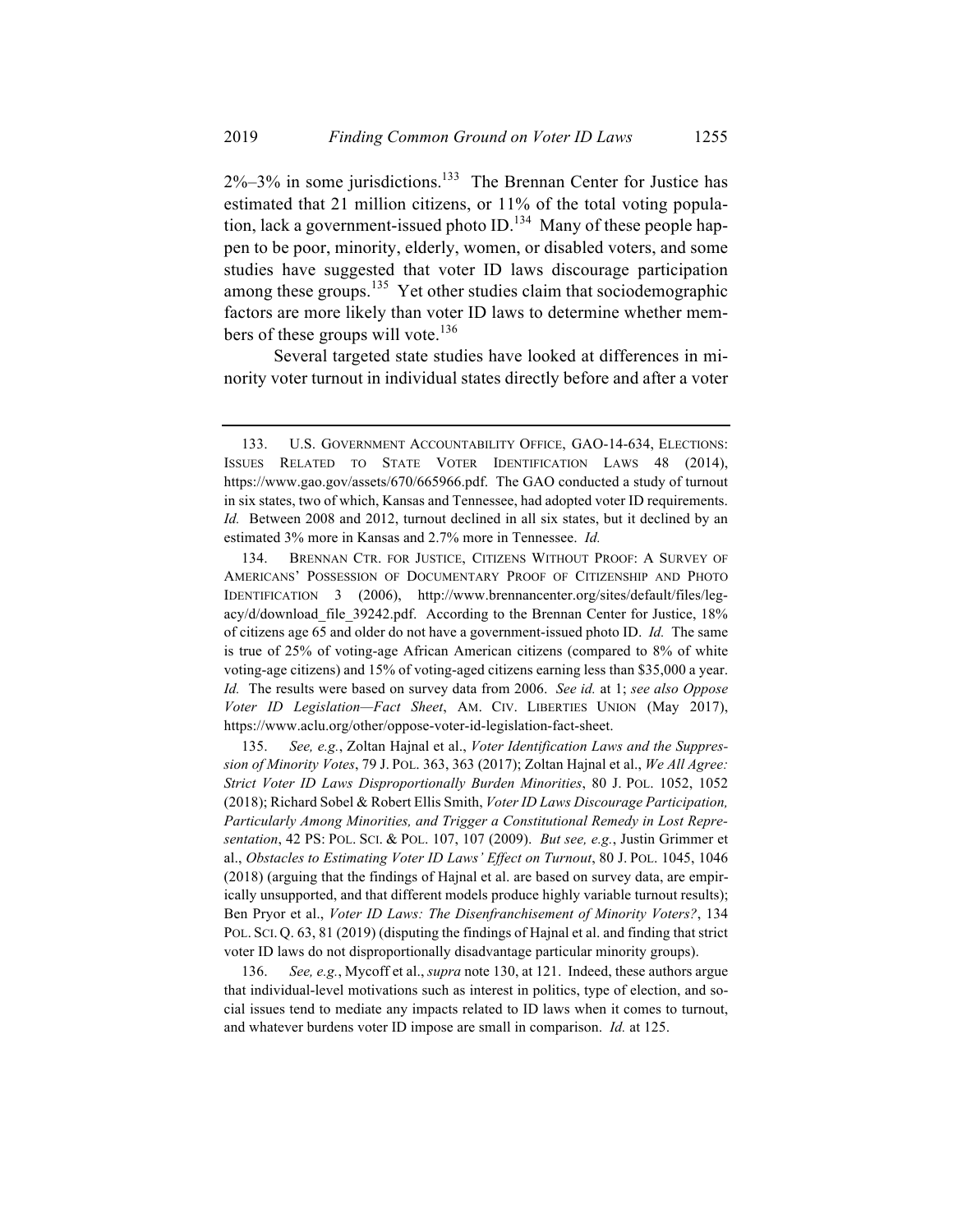2%–3% in some jurisdictions.[133] The Brennan Center for Justice has estimated that 21 million citizens, or 11% of the total voting population, lack a government-issued photo ID.[134] Many of these people happen to be poor, minority, elderly, women, or disabled voters, and some studies have suggested that voter ID laws discourage participation among these groups.[135] Yet other studies claim that sociodemographic factors are more likely than voter ID laws to determine whether members of these groups will vote.[136]

Several targeted state studies have looked at differences in minority voter turnout in individual states directly before and after a voter

---

133. U.S. GOVERNMENT ACCOUNTABILITY OFFICE, GAO-14-634, ELECTIONS: ISSUES RELATED TO STATE VOTER IDENTIFICATION LAWS 48 (2014), https://www.gao.gov/assets/670/665966.pdf. The GAO conducted a study of turnout in six states, two of which, Kansas and Tennessee, had adopted voter ID requirements. *Id.* Between 2008 and 2012, turnout declined in all six states, but it declined by an estimated 3% more in Kansas and 2.7% more in Tennessee. *Id.*

134. BRENNAN CTR. FOR JUSTICE, CITIZENS WITHOUT PROOF: A SURVEY OF AMERICANS' POSSESSION OF DOCUMENTARY PROOF OF CITIZENSHIP AND PHOTO IDENTIFICATION 3 (2006), http://www.brennancenter.org/sites/default/files/legacy/d/download_file_39242.pdf. According to the Brennan Center for Justice, 18% of citizens age 65 and older do not have a government-issued photo ID. *Id.* The same is true of 25% of voting-age African American citizens (compared to 8% of white voting-age citizens) and 15% of voting-aged citizens earning less than $35,000 a year. *Id.* The results were based on survey data from 2006. *See id.* at 1; *see also Oppose Voter ID Legislation—Fact Sheet*, AM. CIV. LIBERTIES UNION (May 2017), https://www.aclu.org/other/oppose-voter-id-legislation-fact-sheet.

135. *See, e.g.*, Zoltan Hajnal et al., *Voter Identification Laws and the Suppression of Minority Votes*, 79 J. POL. 363, 363 (2017); Zoltan Hajnal et al., *We All Agree: Strict Voter ID Laws Disproportionally Burden Minorities*, 80 J. POL. 1052, 1052 (2018); Richard Sobel & Robert Ellis Smith, *Voter ID Laws Discourage Participation, Particularly Among Minorities, and Trigger a Constitutional Remedy in Lost Representation*, 42 PS: POL. SCI. & POL. 107, 107 (2009). *But see, e.g.*, Justin Grimmer et al., *Obstacles to Estimating Voter ID Laws' Effect on Turnout*, 80 J. POL. 1045, 1046 (2018) (arguing that the findings of Hajnal et al. are based on survey data, are empirically unsupported, and that different models produce highly variable turnout results); Ben Pryor et al., *Voter ID Laws: The Disenfranchisement of Minority Voters?*, 134 POL. SCI. Q. 63, 81 (2019) (disputing the findings of Hajnal et al. and finding that strict voter ID laws do not disproportionally disadvantage particular minority groups).

136. *See, e.g.*, Mycoff et al., *supra* note 130, at 121. Indeed, these authors argue that individual-level motivations such as interest in politics, type of election, and social issues tend to mediate any impacts related to ID laws when it comes to turnout, and whatever burdens voter ID impose are small in comparison. *Id.* at 125.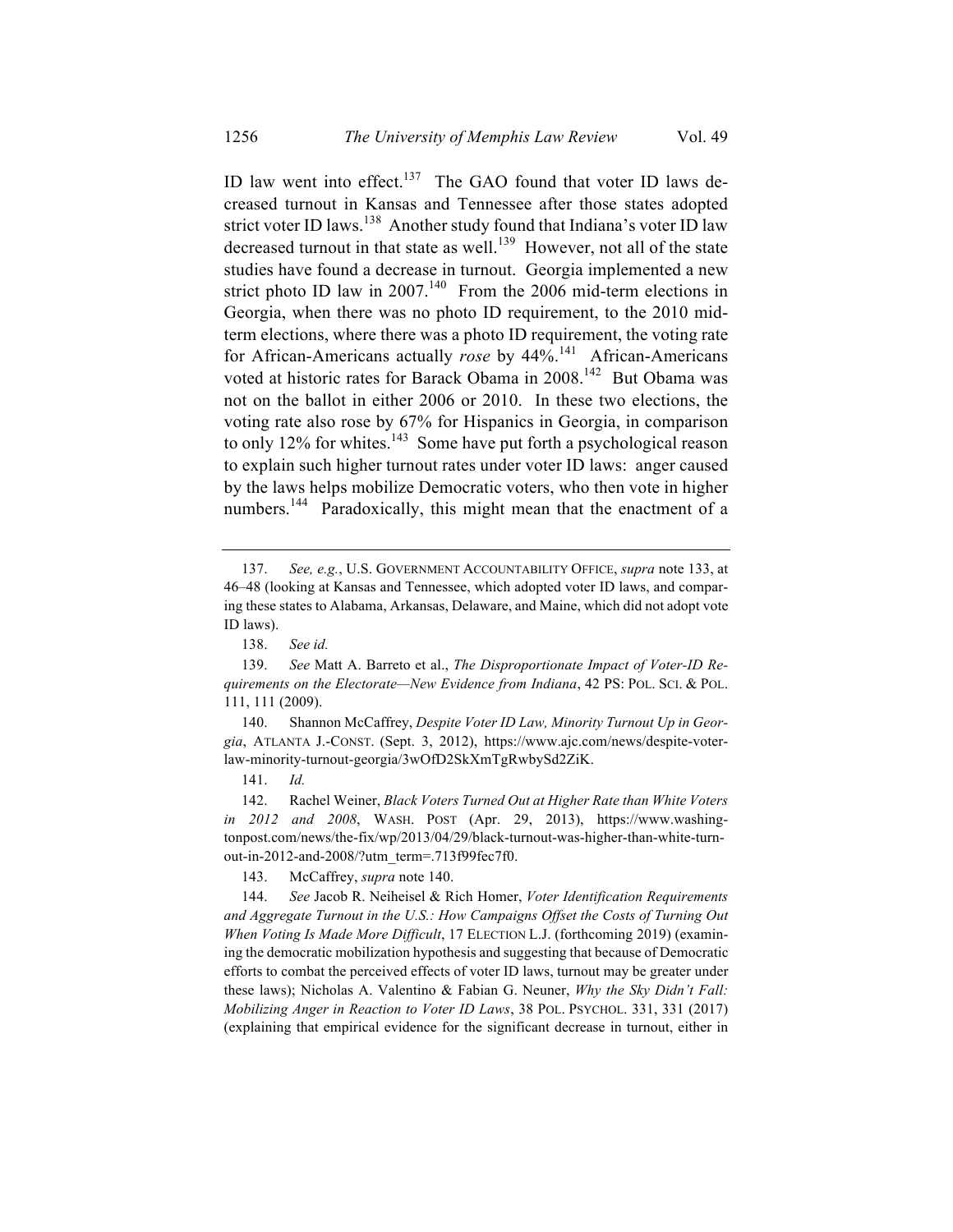ID law went into effect.[137] The GAO found that voter ID laws decreased turnout in Kansas and Tennessee after those states adopted strict voter ID laws.[138] Another study found that Indiana's voter ID law decreased turnout in that state as well.[139] However, not all of the state studies have found a decrease in turnout. Georgia implemented a new strict photo ID law in 2007.[140] From the 2006 mid-term elections in Georgia, when there was no photo ID requirement, to the 2010 mid-term elections, where there was a photo ID requirement, the voting rate for African-Americans actually *rose* by 44%.[141] African-Americans voted at historic rates for Barack Obama in 2008.[142] But Obama was not on the ballot in either 2006 or 2010. In these two elections, the voting rate also rose by 67% for Hispanics in Georgia, in comparison to only 12% for whites.[143] Some have put forth a psychological reason to explain such higher turnout rates under voter ID laws: anger caused by the laws helps mobilize Democratic voters, who then vote in higher numbers.[144] Paradoxically, this might mean that the enactment of a

---

137. *See, e.g.*, U.S. GOVERNMENT ACCOUNTABILITY OFFICE, *supra* note 133, at 46–48 (looking at Kansas and Tennessee, which adopted voter ID laws, and comparing these states to Alabama, Arkansas, Delaware, and Maine, which did not adopt vote ID laws).

138. *See id.*

139. *See* Matt A. Barreto et al., *The Disproportionate Impact of Voter-ID Requirements on the Electorate—New Evidence from Indiana*, 42 PS: POL. SCI. & POL. 111, 111 (2009).

140. Shannon McCaffrey, *Despite Voter ID Law, Minority Turnout Up in Georgia*, ATLANTA J.-CONST. (Sept. 3, 2012), https://www.ajc.com/news/despite-voter-law-minority-turnout-georgia/3wOfD2SkXmTgRwbySd2ZiK.

141. *Id.*

142. Rachel Weiner, *Black Voters Turned Out at Higher Rate than White Voters in 2012 and 2008*, WASH. POST (Apr. 29, 2013), https://www.washingtonpost.com/news/the-fix/wp/2013/04/29/black-turnout-was-higher-than-white-turnout-in-2012-and-2008/?utm_term=.713f99fec7f0.

143. McCaffrey, *supra* note 140.

144. *See* Jacob R. Neiheisel & Rich Homer, *Voter Identification Requirements and Aggregate Turnout in the U.S.: How Campaigns Offset the Costs of Turning Out When Voting Is Made More Difficult*, 17 ELECTION L.J. (forthcoming 2019) (examining the democratic mobilization hypothesis and suggesting that because of Democratic efforts to combat the perceived effects of voter ID laws, turnout may be greater under these laws); Nicholas A. Valentino & Fabian G. Neuner, *Why the Sky Didn't Fall: Mobilizing Anger in Reaction to Voter ID Laws*, 38 POL. PSYCHOL. 331, 331 (2017) (explaining that empirical evidence for the significant decrease in turnout, either in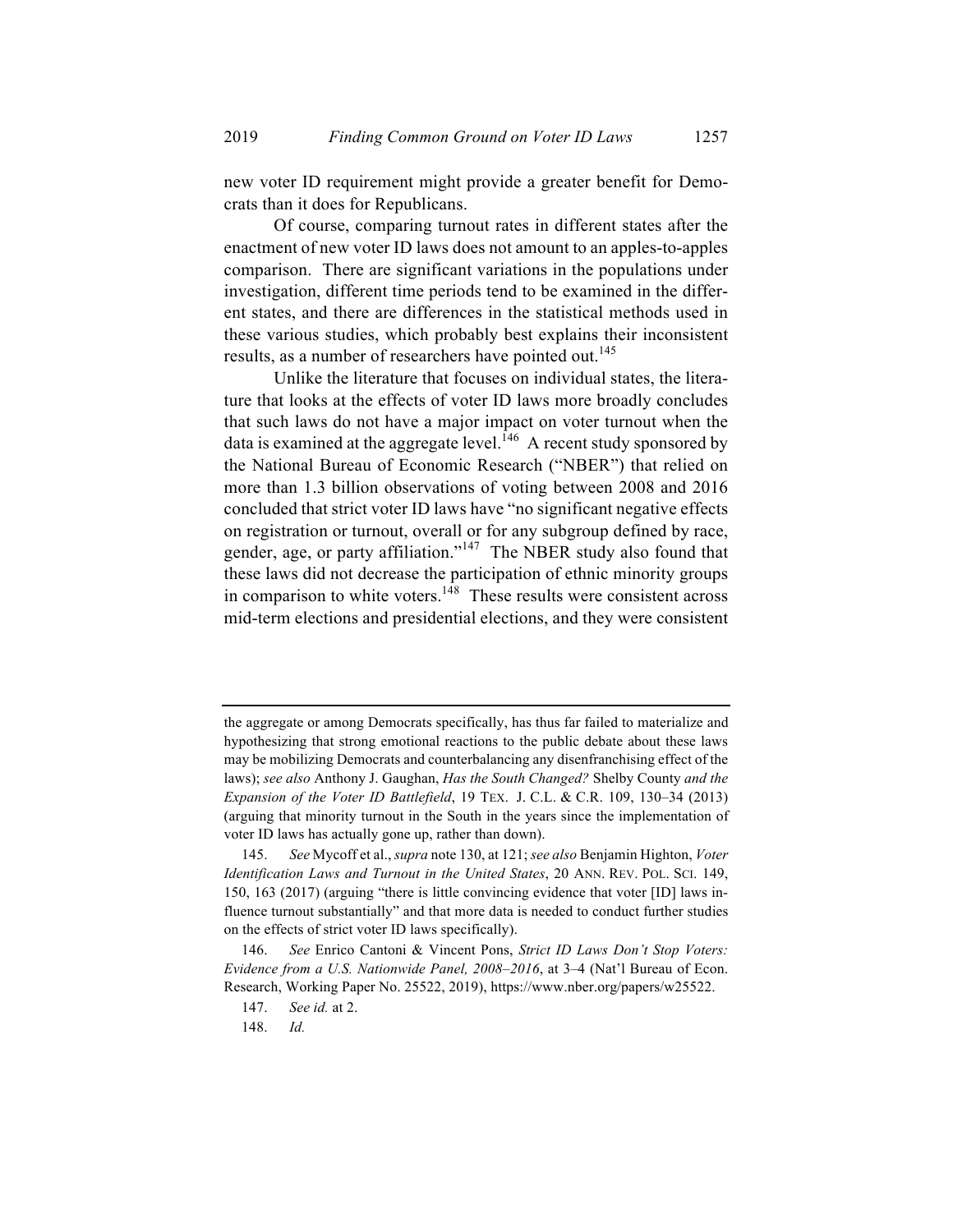new voter ID requirement might provide a greater benefit for Democrats than it does for Republicans.

Of course, comparing turnout rates in different states after the enactment of new voter ID laws does not amount to an apples-to-apples comparison. There are significant variations in the populations under investigation, different time periods tend to be examined in the different states, and there are differences in the statistical methods used in these various studies, which probably best explains their inconsistent results, as a number of researchers have pointed out.[145]

Unlike the literature that focuses on individual states, the literature that looks at the effects of voter ID laws more broadly concludes that such laws do not have a major impact on voter turnout when the data is examined at the aggregate level.[146] A recent study sponsored by the National Bureau of Economic Research ("NBER") that relied on more than 1.3 billion observations of voting between 2008 and 2016 concluded that strict voter ID laws have "no significant negative effects on registration or turnout, overall or for any subgroup defined by race, gender, age, or party affiliation."[147] The NBER study also found that these laws did not decrease the participation of ethnic minority groups in comparison to white voters.[148] These results were consistent across mid-term elections and presidential elections, and they were consistent

---

the aggregate or among Democrats specifically, has thus far failed to materialize and hypothesizing that strong emotional reactions to the public debate about these laws may be mobilizing Democrats and counterbalancing any disenfranchising effect of the laws); *see also* Anthony J. Gaughan, *Has the South Changed?* Shelby County *and the Expansion of the Voter ID Battlefield*, 19 TEX. J. C.L. & C.R. 109, 130–34 (2013) (arguing that minority turnout in the South in the years since the implementation of voter ID laws has actually gone up, rather than down).

145. *See* Mycoff et al., *supra* note 130, at 121; *see also* Benjamin Highton, *Voter Identification Laws and Turnout in the United States*, 20 ANN. REV. POL. SCI. 149, 150, 163 (2017) (arguing "there is little convincing evidence that voter [ID] laws influence turnout substantially" and that more data is needed to conduct further studies on the effects of strict voter ID laws specifically).

146. *See* Enrico Cantoni & Vincent Pons, *Strict ID Laws Don't Stop Voters: Evidence from a U.S. Nationwide Panel, 2008–2016*, at 3–4 (Nat'l Bureau of Econ. Research, Working Paper No. 25522, 2019), https://www.nber.org/papers/w25522.

147. *See id.* at 2.

148. *Id.*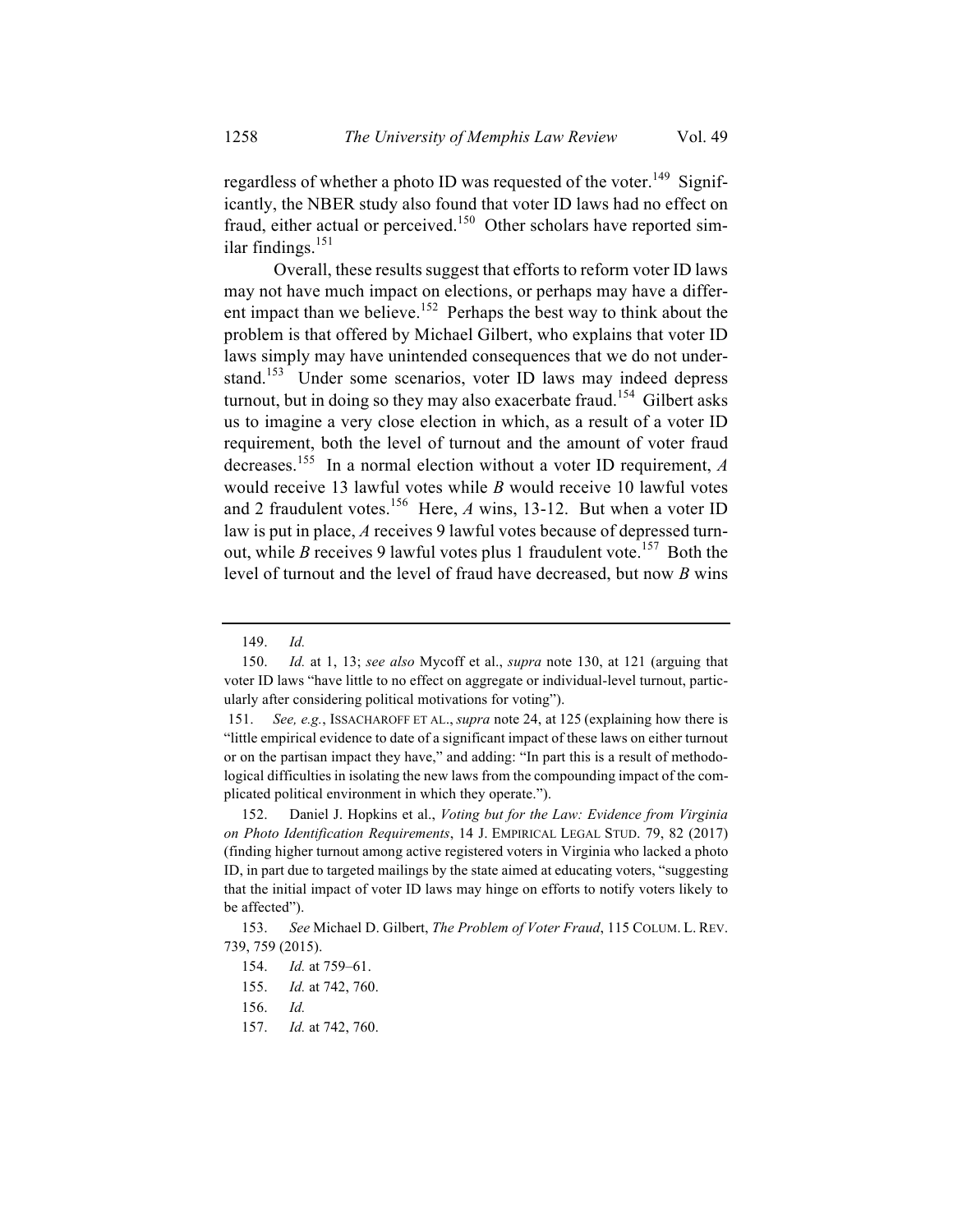regardless of whether a photo ID was requested of the voter.[149] Significantly, the NBER study also found that voter ID laws had no effect on fraud, either actual or perceived.[150] Other scholars have reported similar findings.[151]

Overall, these results suggest that efforts to reform voter ID laws may not have much impact on elections, or perhaps may have a different impact than we believe.[152] Perhaps the best way to think about the problem is that offered by Michael Gilbert, who explains that voter ID laws simply may have unintended consequences that we do not understand.[153] Under some scenarios, voter ID laws may indeed depress turnout, but in doing so they may also exacerbate fraud.[154] Gilbert asks us to imagine a very close election in which, as a result of a voter ID requirement, both the level of turnout and the amount of voter fraud decreases.[155] In a normal election without a voter ID requirement, *A* would receive 13 lawful votes while *B* would receive 10 lawful votes and 2 fraudulent votes.[156] Here, *A* wins, 13-12. But when a voter ID law is put in place, *A* receives 9 lawful votes because of depressed turnout, while *B* receives 9 lawful votes plus 1 fraudulent vote.[157] Both the level of turnout and the level of fraud have decreased, but now *B* wins

---

149. *Id.*

150. *Id.* at 1, 13; *see also* Mycoff et al., *supra* note 130, at 121 (arguing that voter ID laws "have little to no effect on aggregate or individual-level turnout, particularly after considering political motivations for voting").

151. *See, e.g.*, ISSACHAROFF ET AL., *supra* note 24, at 125 (explaining how there is "little empirical evidence to date of a significant impact of these laws on either turnout or on the partisan impact they have," and adding: "In part this is a result of methodological difficulties in isolating the new laws from the compounding impact of the complicated political environment in which they operate.").

152. Daniel J. Hopkins et al., *Voting but for the Law: Evidence from Virginia on Photo Identification Requirements*, 14 J. EMPIRICAL LEGAL STUD. 79, 82 (2017) (finding higher turnout among active registered voters in Virginia who lacked a photo ID, in part due to targeted mailings by the state aimed at educating voters, "suggesting that the initial impact of voter ID laws may hinge on efforts to notify voters likely to be affected").

153. *See* Michael D. Gilbert, *The Problem of Voter Fraud*, 115 COLUM. L. REV. 739, 759 (2015).

154. *Id.* at 759–61.

155. *Id.* at 742, 760.

156. *Id.*

157. *Id.* at 742, 760.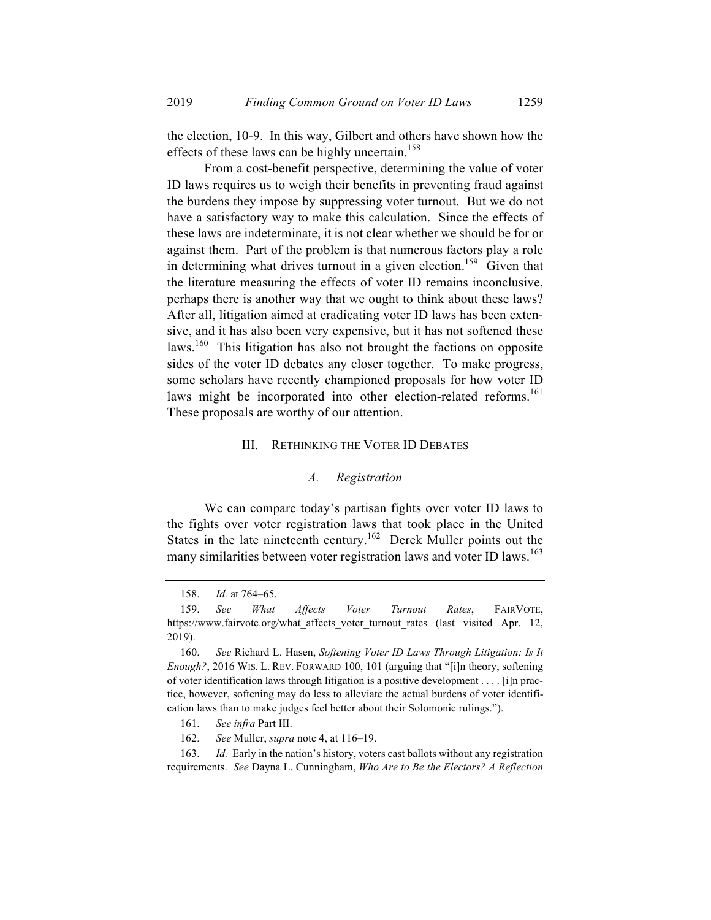the election, 10-9. In this way, Gilbert and others have shown how the effects of these laws can be highly uncertain.[158]

From a cost-benefit perspective, determining the value of voter ID laws requires us to weigh their benefits in preventing fraud against the burdens they impose by suppressing voter turnout. But we do not have a satisfactory way to make this calculation. Since the effects of these laws are indeterminate, it is not clear whether we should be for or against them. Part of the problem is that numerous factors play a role in determining what drives turnout in a given election.[159] Given that the literature measuring the effects of voter ID remains inconclusive, perhaps there is another way that we ought to think about these laws? After all, litigation aimed at eradicating voter ID laws has been extensive, and it has also been very expensive, but it has not softened these laws.[160] This litigation has also not brought the factions on opposite sides of the voter ID debates any closer together. To make progress, some scholars have recently championed proposals for how voter ID laws might be incorporated into other election-related reforms.[161] These proposals are worthy of our attention.

## III. RETHINKING THE VOTER ID DEBATES

### *A. Registration*

We can compare today's partisan fights over voter ID laws to the fights over voter registration laws that took place in the United States in the late nineteenth century.[162] Derek Muller points out the many similarities between voter registration laws and voter ID laws.[163]

---

158. *Id.* at 764–65.

159. *See What Affects Voter Turnout Rates*, FAIRVOTE, https://www.fairvote.org/what_affects_voter_turnout_rates (last visited Apr. 12, 2019).

160. *See* Richard L. Hasen, *Softening Voter ID Laws Through Litigation: Is It Enough?*, 2016 WIS. L. REV. FORWARD 100, 101 (arguing that "[i]n theory, softening of voter identification laws through litigation is a positive development . . . . [i]n practice, however, softening may do less to alleviate the actual burdens of voter identification laws than to make judges feel better about their Solomonic rulings.").

161. *See infra* Part III.

162. *See* Muller, *supra* note 4, at 116–19.

163. *Id.* Early in the nation's history, voters cast ballots without any registration requirements. *See* Dayna L. Cunningham, *Who Are to Be the Electors? A Reflection*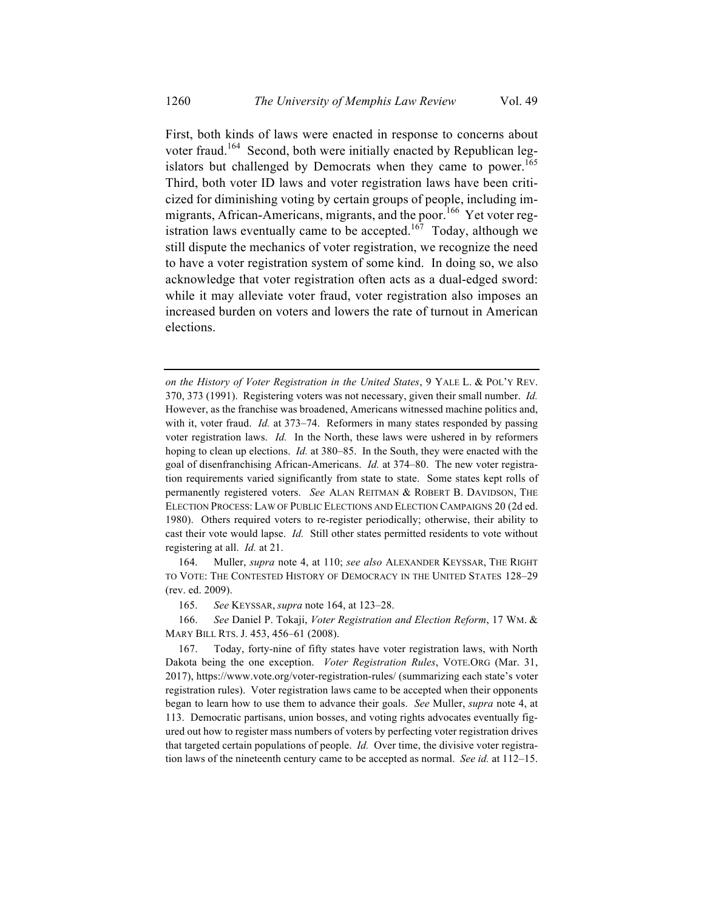First, both kinds of laws were enacted in response to concerns about voter fraud.[164] Second, both were initially enacted by Republican legislators but challenged by Democrats when they came to power.[165] Third, both voter ID laws and voter registration laws have been criticized for diminishing voting by certain groups of people, including immigrants, African-Americans, migrants, and the poor.[166] Yet voter registration laws eventually came to be accepted.[167] Today, although we still dispute the mechanics of voter registration, we recognize the need to have a voter registration system of some kind. In doing so, we also acknowledge that voter registration often acts as a dual-edged sword: while it may alleviate voter fraud, voter registration also imposes an increased burden on voters and lowers the rate of turnout in American elections.

---

*on the History of Voter Registration in the United States*, 9 YALE L. & POL'Y REV. 370, 373 (1991). Registering voters was not necessary, given their small number. *Id.* However, as the franchise was broadened, Americans witnessed machine politics and, with it, voter fraud. *Id.* at 373–74. Reformers in many states responded by passing voter registration laws. *Id.* In the North, these laws were ushered in by reformers hoping to clean up elections. *Id.* at 380–85. In the South, they were enacted with the goal of disenfranchising African-Americans. *Id.* at 374–80. The new voter registration requirements varied significantly from state to state. Some states kept rolls of permanently registered voters. *See* ALAN REITMAN & ROBERT B. DAVIDSON, THE ELECTION PROCESS: LAW OF PUBLIC ELECTIONS AND ELECTION CAMPAIGNS 20 (2d ed. 1980). Others required voters to re-register periodically; otherwise, their ability to cast their vote would lapse. *Id.* Still other states permitted residents to vote without registering at all. *Id.* at 21.

164. Muller, *supra* note 4, at 110; *see also* ALEXANDER KEYSSAR, THE RIGHT TO VOTE: THE CONTESTED HISTORY OF DEMOCRACY IN THE UNITED STATES 128–29 (rev. ed. 2009).

165. *See* KEYSSAR, *supra* note 164, at 123–28.

166. *See* Daniel P. Tokaji, *Voter Registration and Election Reform*, 17 WM. & MARY BILL RTS. J. 453, 456–61 (2008).

167. Today, forty-nine of fifty states have voter registration laws, with North Dakota being the one exception. *Voter Registration Rules*, VOTE.ORG (Mar. 31, 2017), https://www.vote.org/voter-registration-rules/ (summarizing each state's voter registration rules). Voter registration laws came to be accepted when their opponents began to learn how to use them to advance their goals. *See* Muller, *supra* note 4, at 113. Democratic partisans, union bosses, and voting rights advocates eventually figured out how to register mass numbers of voters by perfecting voter registration drives that targeted certain populations of people. *Id.* Over time, the divisive voter registration laws of the nineteenth century came to be accepted as normal. *See id.* at 112–15.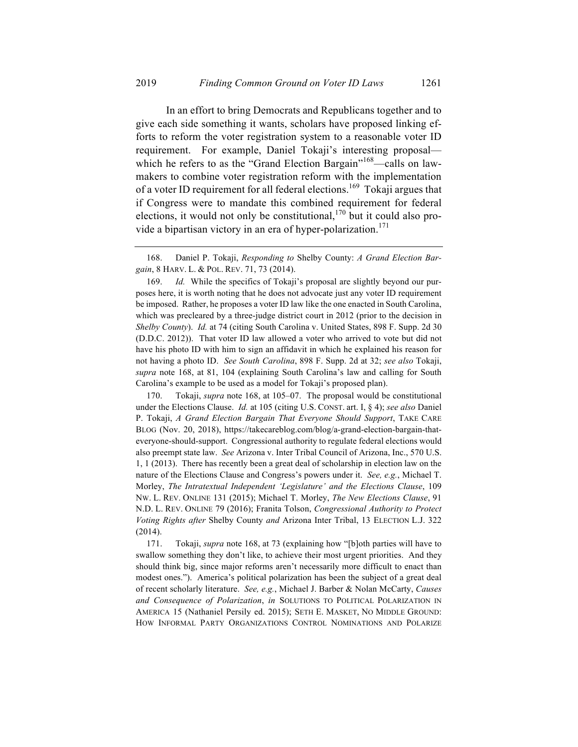In an effort to bring Democrats and Republicans together and to give each side something it wants, scholars have proposed linking efforts to reform the voter registration system to a reasonable voter ID requirement. For example, Daniel Tokaji's interesting proposal—which he refers to as the "Grand Election Bargain"[168]—calls on lawmakers to combine voter registration reform with the implementation of a voter ID requirement for all federal elections.[169] Tokaji argues that if Congress were to mandate this combined requirement for federal elections, it would not only be constitutional,[170] but it could also provide a bipartisan victory in an era of hyper-polarization.[171]

---

168. Daniel P. Tokaji, *Responding to* Shelby County: *A Grand Election Bargain*, 8 HARV. L. & POL. REV. 71, 73 (2014).

169. *Id.* While the specifics of Tokaji's proposal are slightly beyond our purposes here, it is worth noting that he does not advocate just any voter ID requirement be imposed. Rather, he proposes a voter ID law like the one enacted in South Carolina, which was precleared by a three-judge district court in 2012 (prior to the decision in *Shelby County*). *Id.* at 74 (citing South Carolina v. United States, 898 F. Supp. 2d 30 (D.D.C. 2012)). That voter ID law allowed a voter who arrived to vote but did not have his photo ID with him to sign an affidavit in which he explained his reason for not having a photo ID. *See South Carolina*, 898 F. Supp. 2d at 32; *see also* Tokaji, *supra* note 168, at 81, 104 (explaining South Carolina's law and calling for South Carolina's example to be used as a model for Tokaji's proposed plan).

170. Tokaji, *supra* note 168, at 105–07. The proposal would be constitutional under the Elections Clause. *Id.* at 105 (citing U.S. CONST. art. I, § 4); *see also* Daniel P. Tokaji, *A Grand Election Bargain That Everyone Should Support*, TAKE CARE BLOG (Nov. 20, 2018), https://takecareblog.com/blog/a-grand-election-bargain-that-everyone-should-support. Congressional authority to regulate federal elections would also preempt state law. *See* Arizona v. Inter Tribal Council of Arizona, Inc., 570 U.S. 1, 1 (2013). There has recently been a great deal of scholarship in election law on the nature of the Elections Clause and Congress's powers under it. *See, e.g.*, Michael T. Morley, *The Intratextual Independent 'Legislature' and the Elections Clause*, 109 NW. L. REV. ONLINE 131 (2015); Michael T. Morley, *The New Elections Clause*, 91 N.D. L. REV. ONLINE 79 (2016); Franita Tolson, *Congressional Authority to Protect Voting Rights after* Shelby County *and* Arizona Inter Tribal, 13 ELECTION L.J. 322 (2014).

171. Tokaji, *supra* note 168, at 73 (explaining how "[b]oth parties will have to swallow something they don't like, to achieve their most urgent priorities. And they should think big, since major reforms aren't necessarily more difficult to enact than modest ones."). America's political polarization has been the subject of a great deal of recent scholarly literature. *See, e.g.*, Michael J. Barber & Nolan McCarty, *Causes and Consequence of Polarization*, *in* SOLUTIONS TO POLITICAL POLARIZATION IN AMERICA 15 (Nathaniel Persily ed. 2015); SETH E. MASKET, NO MIDDLE GROUND: HOW INFORMAL PARTY ORGANIZATIONS CONTROL NOMINATIONS AND POLARIZE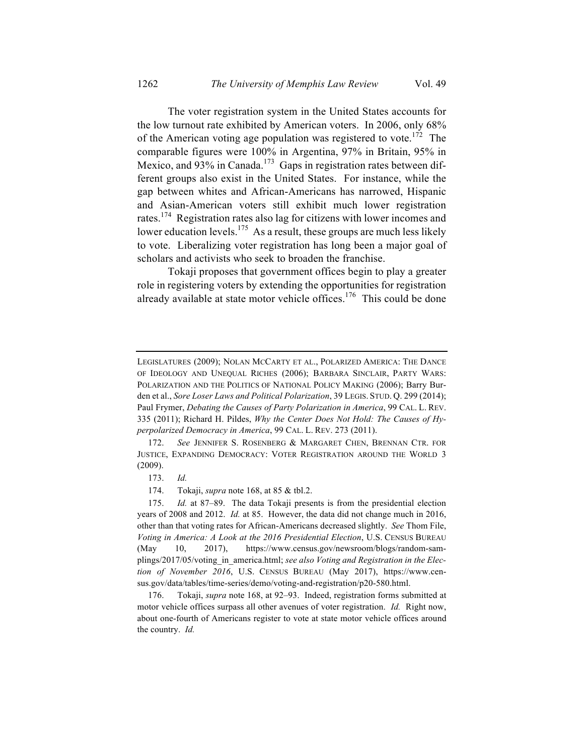The voter registration system in the United States accounts for the low turnout rate exhibited by American voters. In 2006, only 68% of the American voting age population was registered to vote.[172] The comparable figures were 100% in Argentina, 97% in Britain, 95% in Mexico, and 93% in Canada.[173] Gaps in registration rates between different groups also exist in the United States. For instance, while the gap between whites and African-Americans has narrowed, Hispanic and Asian-American voters still exhibit much lower registration rates.[174] Registration rates also lag for citizens with lower incomes and lower education levels.[175] As a result, these groups are much less likely to vote. Liberalizing voter registration has long been a major goal of scholars and activists who seek to broaden the franchise.

Tokaji proposes that government offices begin to play a greater role in registering voters by extending the opportunities for registration already available at state motor vehicle offices.[176] This could be done

---

LEGISLATURES (2009); NOLAN MCCARTY ET AL., POLARIZED AMERICA: THE DANCE OF IDEOLOGY AND UNEQUAL RICHES (2006); BARBARA SINCLAIR, PARTY WARS: POLARIZATION AND THE POLITICS OF NATIONAL POLICY MAKING (2006); Barry Burden et al., *Sore Loser Laws and Political Polarization*, 39 LEGIS. STUD. Q. 299 (2014); Paul Frymer, *Debating the Causes of Party Polarization in America*, 99 CAL. L. REV. 335 (2011); Richard H. Pildes, *Why the Center Does Not Hold: The Causes of Hyperpolarized Democracy in America*, 99 CAL. L. REV. 273 (2011).

172. *See* JENNIFER S. ROSENBERG & MARGARET CHEN, BRENNAN CTR. FOR JUSTICE, EXPANDING DEMOCRACY: VOTER REGISTRATION AROUND THE WORLD 3 (2009).

173. *Id.*

174. Tokaji, *supra* note 168, at 85 & tbl.2.

175. *Id.* at 87–89. The data Tokaji presents is from the presidential election years of 2008 and 2012. *Id.* at 85. However, the data did not change much in 2016, other than that voting rates for African-Americans decreased slightly. *See* Thom File, *Voting in America: A Look at the 2016 Presidential Election*, U.S. CENSUS BUREAU (May 10, 2017), https://www.census.gov/newsroom/blogs/random-samplings/2017/05/voting_in_america.html; *see also Voting and Registration in the Election of November 2016*, U.S. CENSUS BUREAU (May 2017), https://www.census.gov/data/tables/time-series/demo/voting-and-registration/p20-580.html.

176. Tokaji, *supra* note 168, at 92–93. Indeed, registration forms submitted at motor vehicle offices surpass all other avenues of voter registration. *Id.* Right now, about one-fourth of Americans register to vote at state motor vehicle offices around the country. *Id.*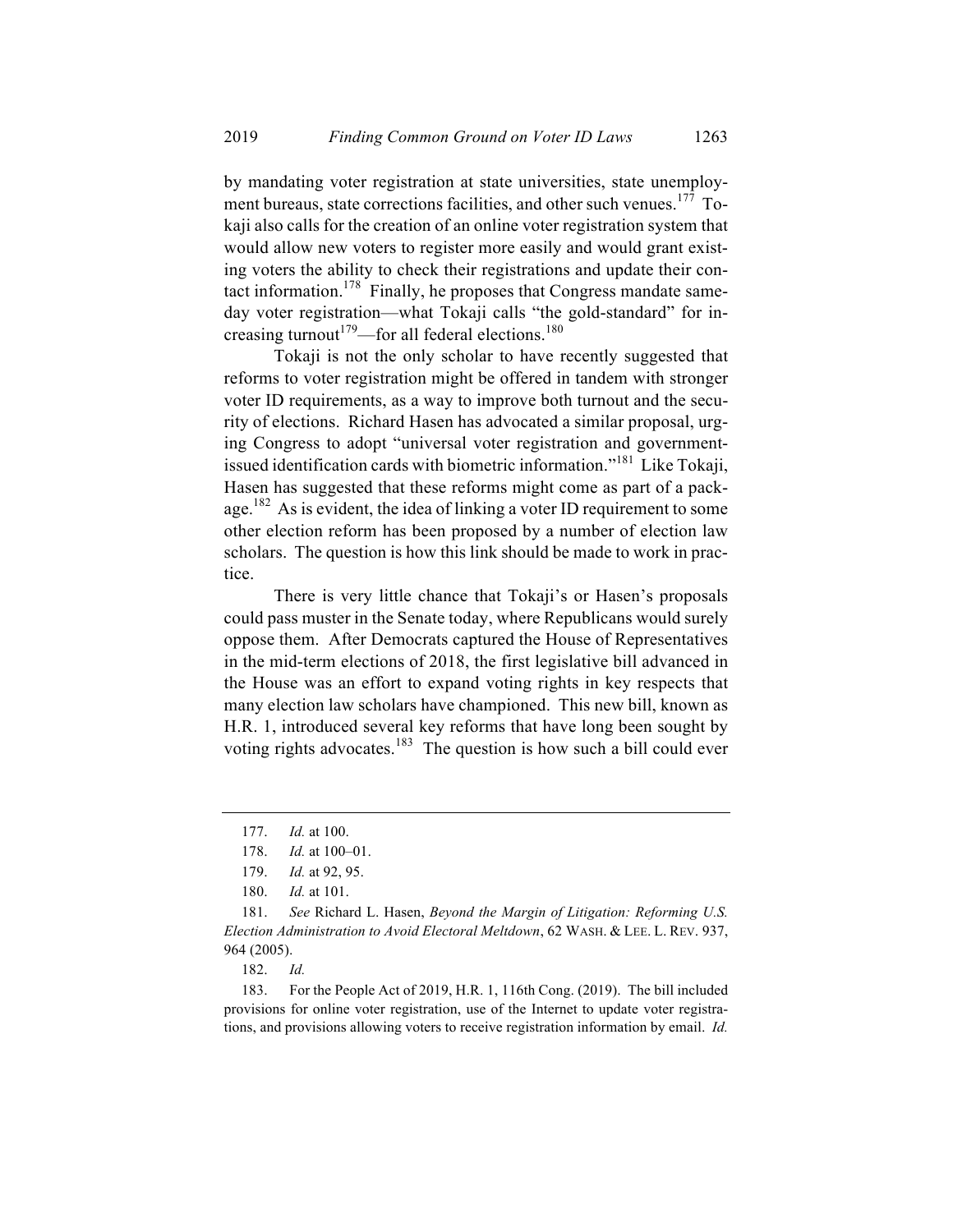by mandating voter registration at state universities, state unemployment bureaus, state corrections facilities, and other such venues.[177] Tokaji also calls for the creation of an online voter registration system that would allow new voters to register more easily and would grant existing voters the ability to check their registrations and update their contact information.[178] Finally, he proposes that Congress mandate same-day voter registration—what Tokaji calls "the gold-standard" for increasing turnout[179]—for all federal elections.[180]

Tokaji is not the only scholar to have recently suggested that reforms to voter registration might be offered in tandem with stronger voter ID requirements, as a way to improve both turnout and the security of elections. Richard Hasen has advocated a similar proposal, urging Congress to adopt "universal voter registration and government-issued identification cards with biometric information."[181] Like Tokaji, Hasen has suggested that these reforms might come as part of a package.[182] As is evident, the idea of linking a voter ID requirement to some other election reform has been proposed by a number of election law scholars. The question is how this link should be made to work in practice.

There is very little chance that Tokaji's or Hasen's proposals could pass muster in the Senate today, where Republicans would surely oppose them. After Democrats captured the House of Representatives in the mid-term elections of 2018, the first legislative bill advanced in the House was an effort to expand voting rights in key respects that many election law scholars have championed. This new bill, known as H.R. 1, introduced several key reforms that have long been sought by voting rights advocates.[183] The question is how such a bill could ever

---

177. *Id.* at 100.

178. *Id.* at 100–01.

179. *Id.* at 92, 95.

180. *Id.* at 101.

181. *See* Richard L. Hasen, *Beyond the Margin of Litigation: Reforming U.S. Election Administration to Avoid Electoral Meltdown*, 62 WASH. & LEE. L. REV. 937, 964 (2005).

182. *Id.*

183. For the People Act of 2019, H.R. 1, 116th Cong. (2019). The bill included provisions for online voter registration, use of the Internet to update voter registrations, and provisions allowing voters to receive registration information by email. *Id.*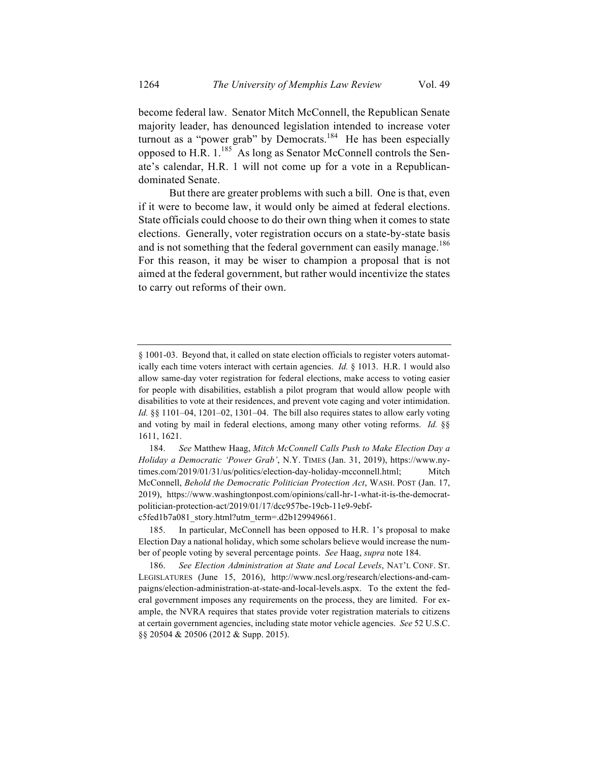become federal law. Senator Mitch McConnell, the Republican Senate majority leader, has denounced legislation intended to increase voter turnout as a "power grab" by Democrats.[184] He has been especially opposed to H.R. 1.[185] As long as Senator McConnell controls the Senate's calendar, H.R. 1 will not come up for a vote in a Republican-dominated Senate.

But there are greater problems with such a bill. One is that, even if it were to become law, it would only be aimed at federal elections. State officials could choose to do their own thing when it comes to state elections. Generally, voter registration occurs on a state-by-state basis and is not something that the federal government can easily manage.[186] For this reason, it may be wiser to champion a proposal that is not aimed at the federal government, but rather would incentivize the states to carry out reforms of their own.

---

§ 1001-03. Beyond that, it called on state election officials to register voters automatically each time voters interact with certain agencies. *Id.* § 1013. H.R. 1 would also allow same-day voter registration for federal elections, make access to voting easier for people with disabilities, establish a pilot program that would allow people with disabilities to vote at their residences, and prevent vote caging and voter intimidation. *Id.* §§ 1101–04, 1201–02, 1301–04. The bill also requires states to allow early voting and voting by mail in federal elections, among many other voting reforms. *Id.* §§ 1611, 1621.

184. *See* Matthew Haag, *Mitch McConnell Calls Push to Make Election Day a Holiday a Democratic 'Power Grab'*, N.Y. TIMES (Jan. 31, 2019), https://www.nytimes.com/2019/01/31/us/politics/election-day-holiday-mcconnell.html; Mitch McConnell, *Behold the Democratic Politician Protection Act*, WASH. POST (Jan. 17, 2019), https://www.washingtonpost.com/opinions/call-hr-1-what-it-is-the-democrat-politician-protection-act/2019/01/17/dcc957be-19cb-11e9-9ebf-c5fed1b7a081_story.html?utm_term=.d2b129949661.

185. In particular, McConnell has been opposed to H.R. 1's proposal to make Election Day a national holiday, which some scholars believe would increase the number of people voting by several percentage points. *See* Haag, *supra* note 184.

186. *See Election Administration at State and Local Levels*, NAT'L CONF. ST. LEGISLATURES (June 15, 2016), http://www.ncsl.org/research/elections-and-campaigns/election-administration-at-state-and-local-levels.aspx. To the extent the federal government imposes any requirements on the process, they are limited. For example, the NVRA requires that states provide voter registration materials to citizens at certain government agencies, including state motor vehicle agencies. *See* 52 U.S.C. §§ 20504 & 20506 (2012 & Supp. 2015).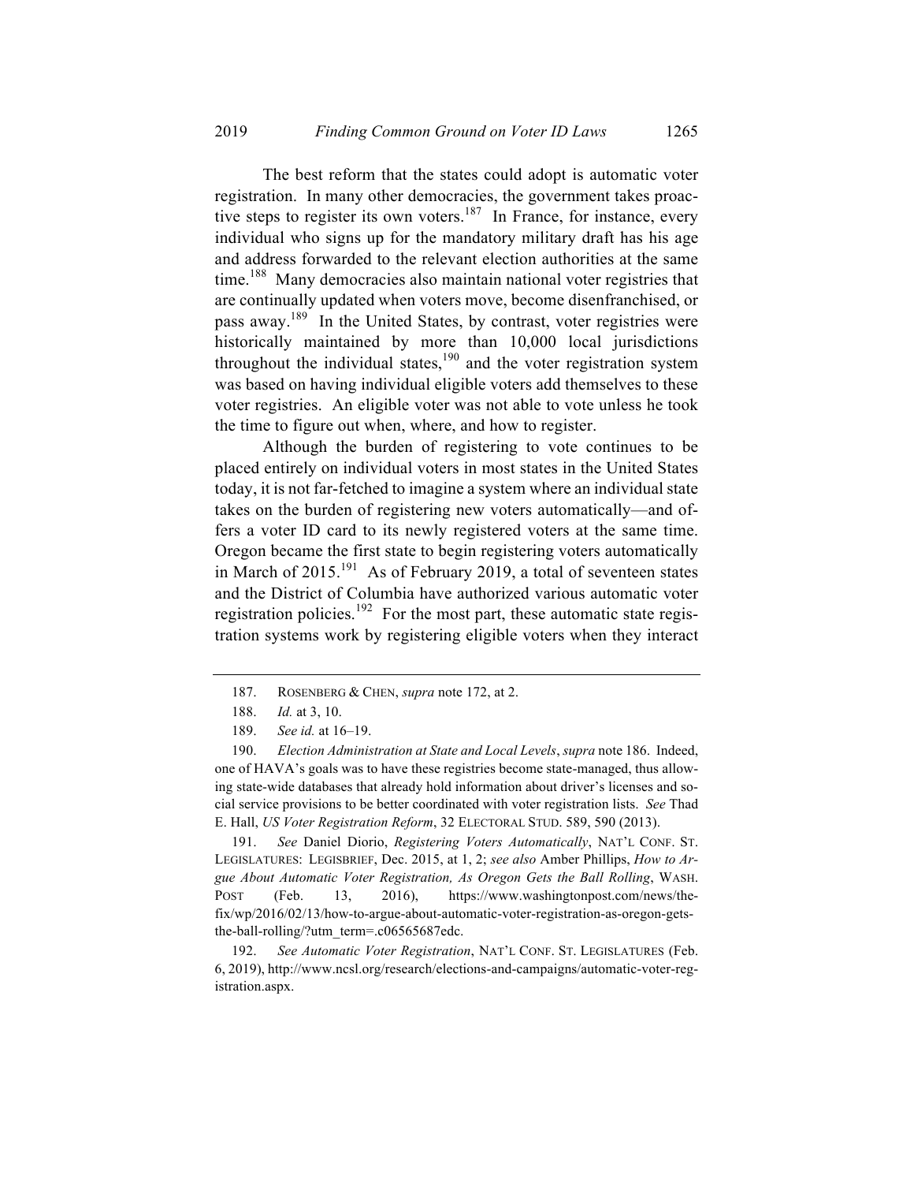The best reform that the states could adopt is automatic voter registration. In many other democracies, the government takes proactive steps to register its own voters.[187] In France, for instance, every individual who signs up for the mandatory military draft has his age and address forwarded to the relevant election authorities at the same time.[188] Many democracies also maintain national voter registries that are continually updated when voters move, become disenfranchised, or pass away.[189] In the United States, by contrast, voter registries were historically maintained by more than 10,000 local jurisdictions throughout the individual states,[190] and the voter registration system was based on having individual eligible voters add themselves to these voter registries. An eligible voter was not able to vote unless he took the time to figure out when, where, and how to register.

Although the burden of registering to vote continues to be placed entirely on individual voters in most states in the United States today, it is not far-fetched to imagine a system where an individual state takes on the burden of registering new voters automatically—and offers a voter ID card to its newly registered voters at the same time. Oregon became the first state to begin registering voters automatically in March of 2015.[191] As of February 2019, a total of seventeen states and the District of Columbia have authorized various automatic voter registration policies.[192] For the most part, these automatic state registration systems work by registering eligible voters when they interact

---

187. ROSENBERG & CHEN, *supra* note 172, at 2.

188. *Id.* at 3, 10.

189. *See id.* at 16–19.

190. *Election Administration at State and Local Levels*, *supra* note 186. Indeed, one of HAVA's goals was to have these registries become state-managed, thus allowing state-wide databases that already hold information about driver's licenses and social service provisions to be better coordinated with voter registration lists. *See* Thad E. Hall, *US Voter Registration Reform*, 32 ELECTORAL STUD. 589, 590 (2013).

191. *See* Daniel Diorio, *Registering Voters Automatically*, NAT'L CONF. ST. LEGISLATURES: LEGISBRIEF, Dec. 2015, at 1, 2; *see also* Amber Phillips, *How to Argue About Automatic Voter Registration, As Oregon Gets the Ball Rolling*, WASH. POST (Feb. 13, 2016), https://www.washingtonpost.com/news/the-fix/wp/2016/02/13/how-to-argue-about-automatic-voter-registration-as-oregon-gets-the-ball-rolling/?utm_term=.c06565687edc.

192. *See Automatic Voter Registration*, NAT'L CONF. ST. LEGISLATURES (Feb. 6, 2019), http://www.ncsl.org/research/elections-and-campaigns/automatic-voter-registration.aspx.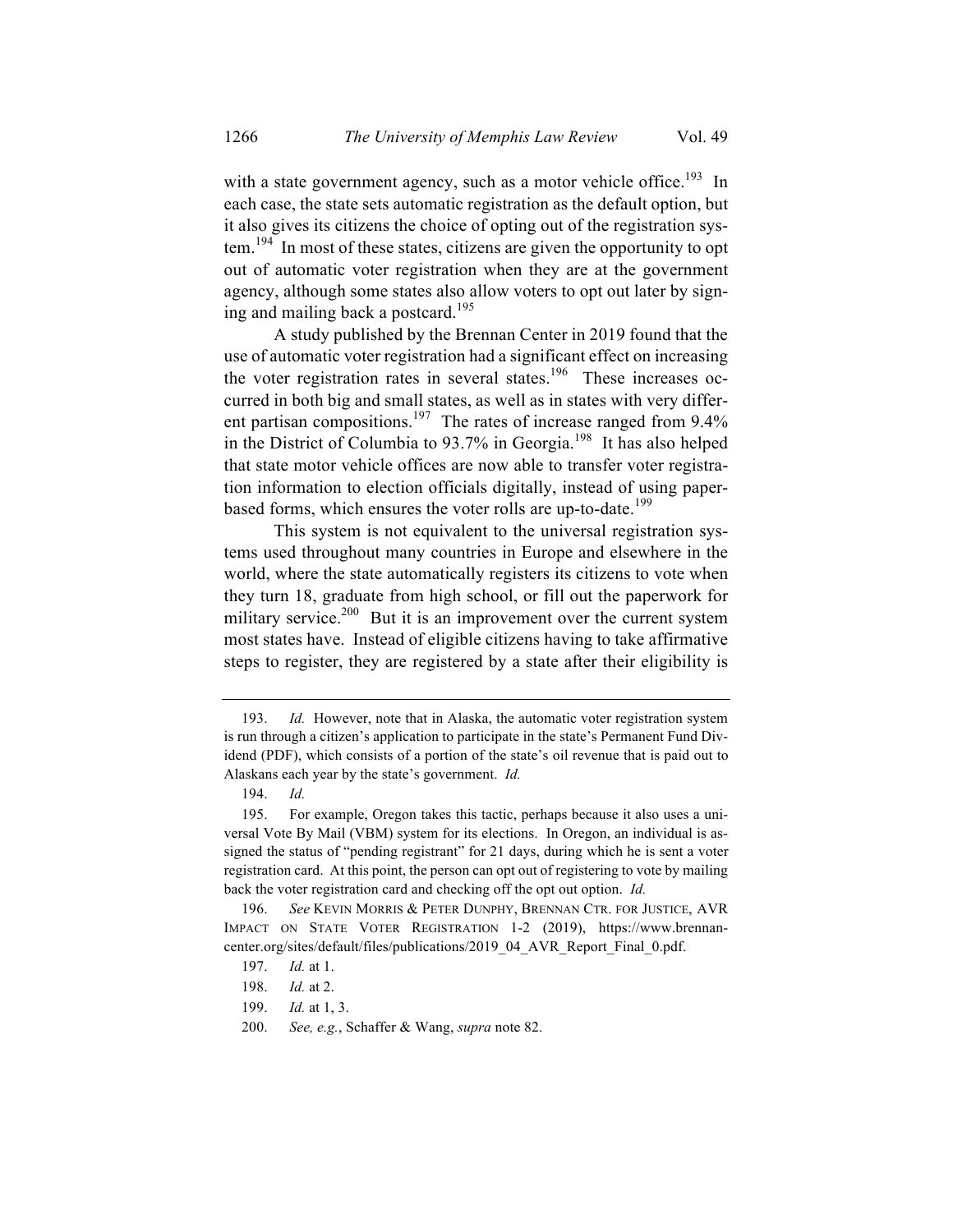with a state government agency, such as a motor vehicle office.[193] In each case, the state sets automatic registration as the default option, but it also gives its citizens the choice of opting out of the registration system.[194] In most of these states, citizens are given the opportunity to opt out of automatic voter registration when they are at the government agency, although some states also allow voters to opt out later by signing and mailing back a postcard.[195]

A study published by the Brennan Center in 2019 found that the use of automatic voter registration had a significant effect on increasing the voter registration rates in several states.[196] These increases occurred in both big and small states, as well as in states with very different partisan compositions.[197] The rates of increase ranged from 9.4% in the District of Columbia to 93.7% in Georgia.[198] It has also helped that state motor vehicle offices are now able to transfer voter registration information to election officials digitally, instead of using paper-based forms, which ensures the voter rolls are up-to-date.[199]

This system is not equivalent to the universal registration systems used throughout many countries in Europe and elsewhere in the world, where the state automatically registers its citizens to vote when they turn 18, graduate from high school, or fill out the paperwork for military service.[200] But it is an improvement over the current system most states have. Instead of eligible citizens having to take affirmative steps to register, they are registered by a state after their eligibility is

---

193. *Id.* However, note that in Alaska, the automatic voter registration system is run through a citizen's application to participate in the state's Permanent Fund Dividend (PDF), which consists of a portion of the state's oil revenue that is paid out to Alaskans each year by the state's government. *Id.*

194. *Id.*

195. For example, Oregon takes this tactic, perhaps because it also uses a universal Vote By Mail (VBM) system for its elections. In Oregon, an individual is assigned the status of "pending registrant" for 21 days, during which he is sent a voter registration card. At this point, the person can opt out of registering to vote by mailing back the voter registration card and checking off the opt out option. *Id.*

196. *See* KEVIN MORRIS & PETER DUNPHY, BRENNAN CTR. FOR JUSTICE, AVR IMPACT ON STATE VOTER REGISTRATION 1-2 (2019), https://www.brennancenter.org/sites/default/files/publications/2019_04_AVR_Report_Final_0.pdf.

197. *Id.* at 1.

198. *Id.* at 2.

199. *Id.* at 1, 3.

200. *See, e.g.*, Schaffer & Wang, *supra* note 82.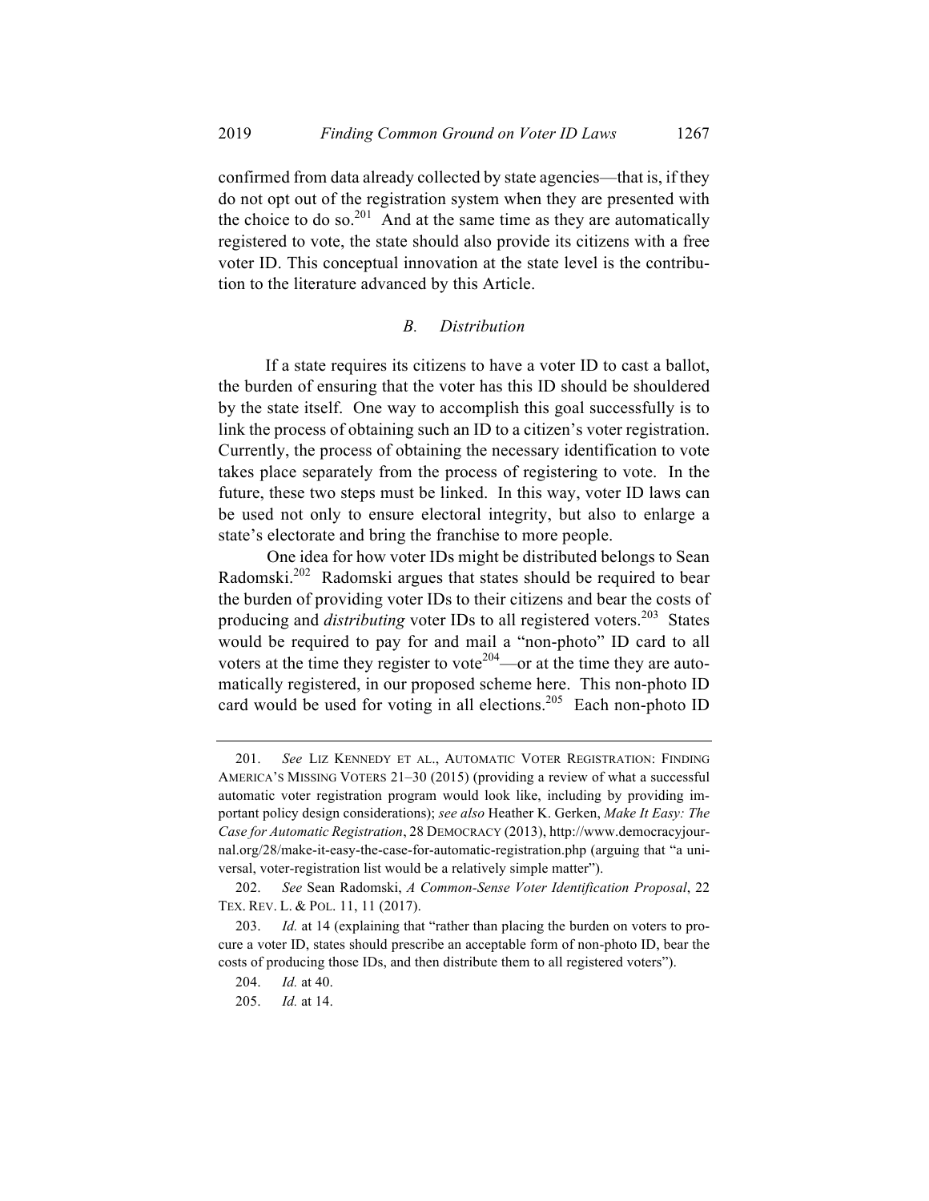confirmed from data already collected by state agencies—that is, if they do not opt out of the registration system when they are presented with the choice to do so.[201] And at the same time as they are automatically registered to vote, the state should also provide its citizens with a free voter ID. This conceptual innovation at the state level is the contribution to the literature advanced by this Article.

### *B. Distribution*

If a state requires its citizens to have a voter ID to cast a ballot, the burden of ensuring that the voter has this ID should be shouldered by the state itself. One way to accomplish this goal successfully is to link the process of obtaining such an ID to a citizen's voter registration. Currently, the process of obtaining the necessary identification to vote takes place separately from the process of registering to vote. In the future, these two steps must be linked. In this way, voter ID laws can be used not only to ensure electoral integrity, but also to enlarge a state's electorate and bring the franchise to more people.

One idea for how voter IDs might be distributed belongs to Sean Radomski.[202] Radomski argues that states should be required to bear the burden of providing voter IDs to their citizens and bear the costs of producing and *distributing* voter IDs to all registered voters.[203] States would be required to pay for and mail a "non-photo" ID card to all voters at the time they register to vote[204]—or at the time they are automatically registered, in our proposed scheme here. This non-photo ID card would be used for voting in all elections.[205] Each non-photo ID

---

201. *See* LIZ KENNEDY ET AL., AUTOMATIC VOTER REGISTRATION: FINDING AMERICA'S MISSING VOTERS 21–30 (2015) (providing a review of what a successful automatic voter registration program would look like, including by providing important policy design considerations); *see also* Heather K. Gerken, *Make It Easy: The Case for Automatic Registration*, 28 DEMOCRACY (2013), http://www.democracyjournal.org/28/make-it-easy-the-case-for-automatic-registration.php (arguing that "a universal, voter-registration list would be a relatively simple matter").

202. *See* Sean Radomski, *A Common-Sense Voter Identification Proposal*, 22 TEX. REV. L. & POL. 11, 11 (2017).

203. *Id.* at 14 (explaining that "rather than placing the burden on voters to procure a voter ID, states should prescribe an acceptable form of non-photo ID, bear the costs of producing those IDs, and then distribute them to all registered voters").

204. *Id.* at 40.

205. *Id.* at 14.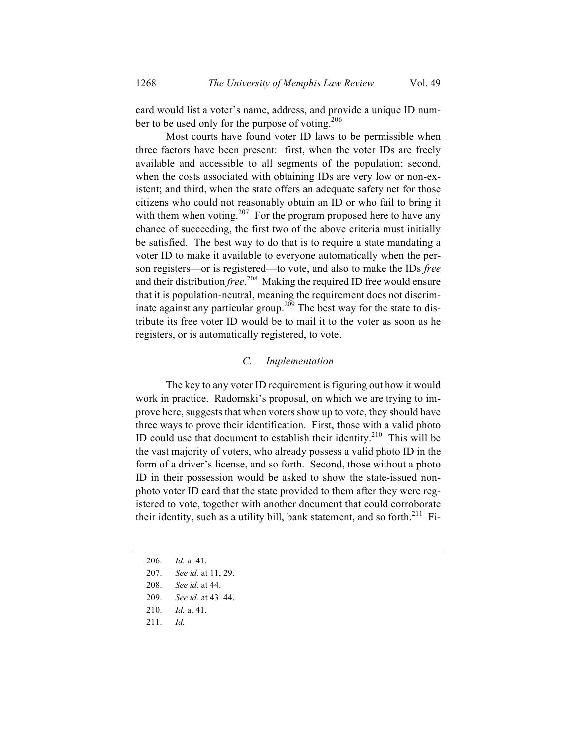card would list a voter's name, address, and provide a unique ID number to be used only for the purpose of voting.[206]

Most courts have found voter ID laws to be permissible when three factors have been present: first, when the voter IDs are freely available and accessible to all segments of the population; second, when the costs associated with obtaining IDs are very low or non-existent; and third, when the state offers an adequate safety net for those citizens who could not reasonably obtain an ID or who fail to bring it with them when voting.[207] For the program proposed here to have any chance of succeeding, the first two of the above criteria must initially be satisfied. The best way to do that is to require a state mandating a voter ID to make it available to everyone automatically when the person registers—or is registered—to vote, and also to make the IDs *free* and their distribution *free*.[208] Making the required ID free would ensure that it is population-neutral, meaning the requirement does not discriminate against any particular group.[209] The best way for the state to distribute its free voter ID would be to mail it to the voter as soon as he registers, or is automatically registered, to vote.

### *C. Implementation*

The key to any voter ID requirement is figuring out how it would work in practice. Radomski's proposal, on which we are trying to improve here, suggests that when voters show up to vote, they should have three ways to prove their identification. First, those with a valid photo ID could use that document to establish their identity.[210] This will be the vast majority of voters, who already possess a valid photo ID in the form of a driver's license, and so forth. Second, those without a photo ID in their possession would be asked to show the state-issued non-photo voter ID card that the state provided to them after they were registered to vote, together with another document that could corroborate their identity, such as a utility bill, bank statement, and so forth.[211] Fi-

206. *Id.* at 41.

207. *See id.* at 11, 29.

208. *See id.* at 44.

209. *See id.* at 43–44.

210. *Id.* at 41.

211. *Id.*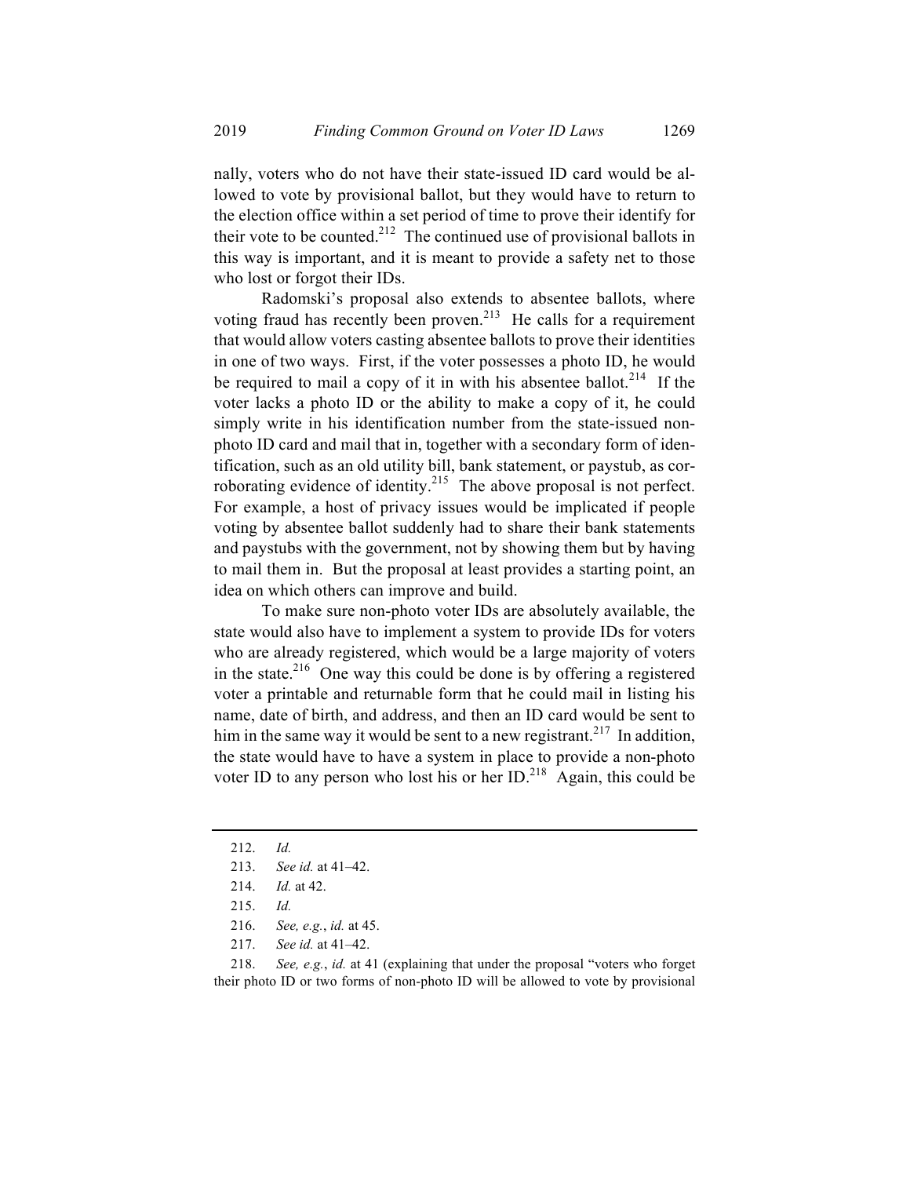nally, voters who do not have their state-issued ID card would be allowed to vote by provisional ballot, but they would have to return to the election office within a set period of time to prove their identify for their vote to be counted.[212] The continued use of provisional ballots in this way is important, and it is meant to provide a safety net to those who lost or forgot their IDs.

Radomski's proposal also extends to absentee ballots, where voting fraud has recently been proven.[213] He calls for a requirement that would allow voters casting absentee ballots to prove their identities in one of two ways. First, if the voter possesses a photo ID, he would be required to mail a copy of it in with his absentee ballot.[214] If the voter lacks a photo ID or the ability to make a copy of it, he could simply write in his identification number from the state-issued non-photo ID card and mail that in, together with a secondary form of identification, such as an old utility bill, bank statement, or paystub, as corroborating evidence of identity.[215] The above proposal is not perfect. For example, a host of privacy issues would be implicated if people voting by absentee ballot suddenly had to share their bank statements and paystubs with the government, not by showing them but by having to mail them in. But the proposal at least provides a starting point, an idea on which others can improve and build.

To make sure non-photo voter IDs are absolutely available, the state would also have to implement a system to provide IDs for voters who are already registered, which would be a large majority of voters in the state.[216] One way this could be done is by offering a registered voter a printable and returnable form that he could mail in listing his name, date of birth, and address, and then an ID card would be sent to him in the same way it would be sent to a new registrant.[217] In addition, the state would have to have a system in place to provide a non-photo voter ID to any person who lost his or her ID.[218] Again, this could be

---

212. *Id.*

213. *See id.* at 41–42.

214. *Id.* at 42.

215. *Id.*

216. *See, e.g.*, *id.* at 45.

217. *See id.* at 41–42.

218. *See, e.g.*, *id.* at 41 (explaining that under the proposal "voters who forget their photo ID or two forms of non-photo ID will be allowed to vote by provisional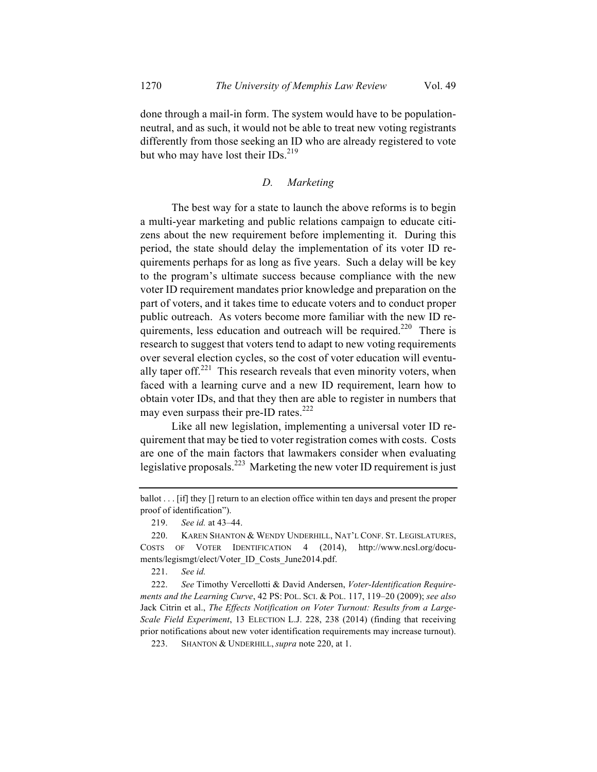done through a mail-in form. The system would have to be population-neutral, and as such, it would not be able to treat new voting registrants differently from those seeking an ID who are already registered to vote but who may have lost their IDs.[219]

### *D. Marketing*

The best way for a state to launch the above reforms is to begin a multi-year marketing and public relations campaign to educate citizens about the new requirement before implementing it. During this period, the state should delay the implementation of its voter ID requirements perhaps for as long as five years. Such a delay will be key to the program's ultimate success because compliance with the new voter ID requirement mandates prior knowledge and preparation on the part of voters, and it takes time to educate voters and to conduct proper public outreach. As voters become more familiar with the new ID requirements, less education and outreach will be required.[220] There is research to suggest that voters tend to adapt to new voting requirements over several election cycles, so the cost of voter education will eventually taper off.[221] This research reveals that even minority voters, when faced with a learning curve and a new ID requirement, learn how to obtain voter IDs, and that they then are able to register in numbers that may even surpass their pre-ID rates.[222]

Like all new legislation, implementing a universal voter ID requirement that may be tied to voter registration comes with costs. Costs are one of the main factors that lawmakers consider when evaluating legislative proposals.[223] Marketing the new voter ID requirement is just

---

ballot . . . [if] they [] return to an election office within ten days and present the proper proof of identification").

219. *See id.* at 43–44.

220. KAREN SHANTON & WENDY UNDERHILL, NAT'L CONF. ST. LEGISLATURES, COSTS OF VOTER IDENTIFICATION 4 (2014), http://www.ncsl.org/documents/legismgt/elect/Voter_ID_Costs_June2014.pdf.

221. *See id.*

222. *See* Timothy Vercellotti & David Andersen, *Voter-Identification Requirements and the Learning Curve*, 42 PS: POL. SCI. & POL. 117, 119–20 (2009); *see also* Jack Citrin et al., *The Effects Notification on Voter Turnout: Results from a Large-Scale Field Experiment*, 13 ELECTION L.J. 228, 238 (2014) (finding that receiving prior notifications about new voter identification requirements may increase turnout).

223. SHANTON & UNDERHILL, *supra* note 220, at 1.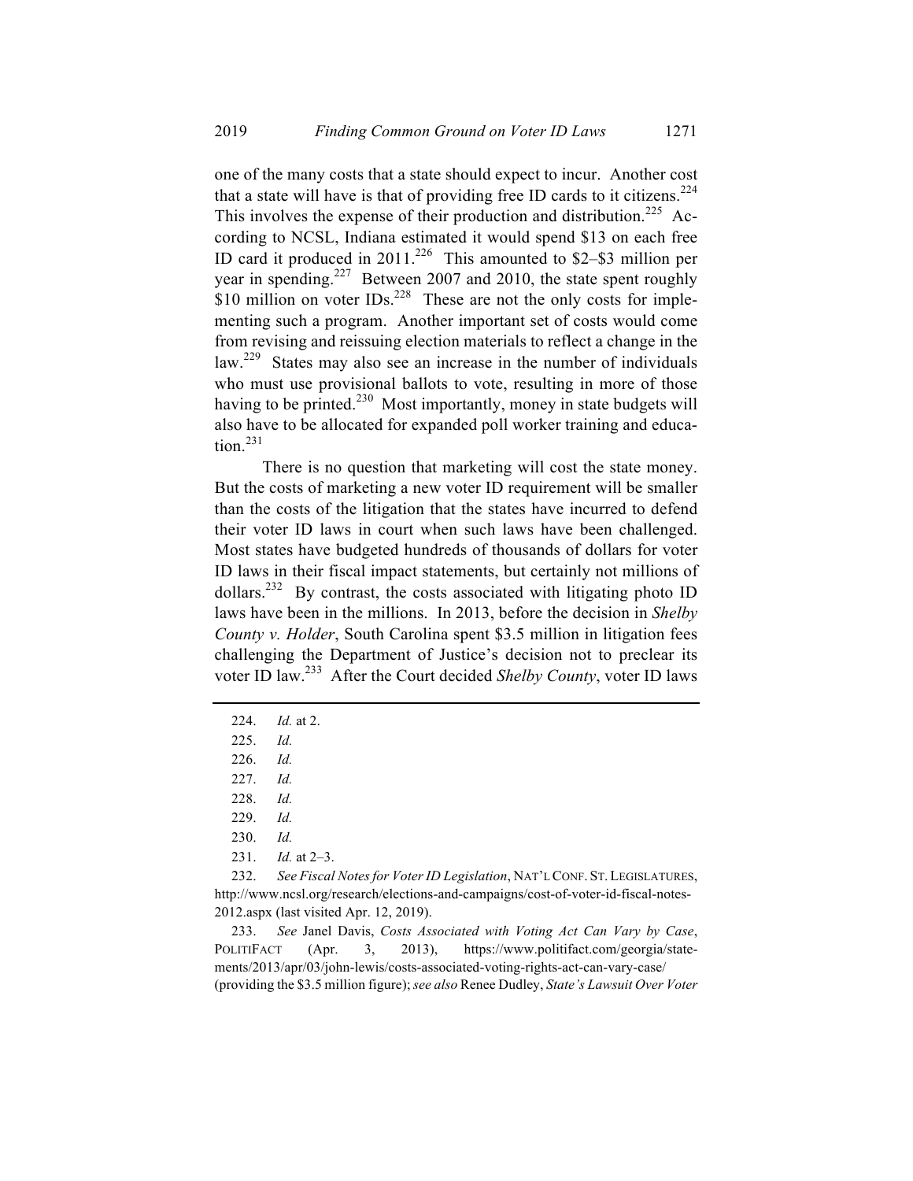one of the many costs that a state should expect to incur. Another cost that a state will have is that of providing free ID cards to it citizens.[224] This involves the expense of their production and distribution.[225] According to NCSL, Indiana estimated it would spend $13 on each free ID card it produced in 2011.[226] This amounted to $2–$3 million per year in spending.[227] Between 2007 and 2010, the state spent roughly $10 million on voter IDs.[228] These are not the only costs for implementing such a program. Another important set of costs would come from revising and reissuing election materials to reflect a change in the law.[229] States may also see an increase in the number of individuals who must use provisional ballots to vote, resulting in more of those having to be printed.[230] Most importantly, money in state budgets will also have to be allocated for expanded poll worker training and education.[231]

There is no question that marketing will cost the state money. But the costs of marketing a new voter ID requirement will be smaller than the costs of the litigation that the states have incurred to defend their voter ID laws in court when such laws have been challenged. Most states have budgeted hundreds of thousands of dollars for voter ID laws in their fiscal impact statements, but certainly not millions of dollars.[232] By contrast, the costs associated with litigating photo ID laws have been in the millions. In 2013, before the decision in *Shelby County v. Holder*, South Carolina spent $3.5 million in litigation fees challenging the Department of Justice's decision not to preclear its voter ID law.[233] After the Court decided *Shelby County*, voter ID laws

---

224. *Id.* at 2.

225. *Id.*

226. *Id.*

227. *Id.*

228. *Id.*

229. *Id.*

230. *Id.*

231. *Id.* at 2–3.

232. *See Fiscal Notes for Voter ID Legislation*, NAT'L CONF. ST. LEGISLATURES, http://www.ncsl.org/research/elections-and-campaigns/cost-of-voter-id-fiscal-notes-2012.aspx (last visited Apr. 12, 2019).

233. *See* Janel Davis, *Costs Associated with Voting Act Can Vary by Case*, POLITIFACT (Apr. 3, 2013), https://www.politifact.com/georgia/statements/2013/apr/03/john-lewis/costs-associated-voting-rights-act-can-vary-case/ (providing the $3.5 million figure); *see also* Renee Dudley, *State's Lawsuit Over Voter*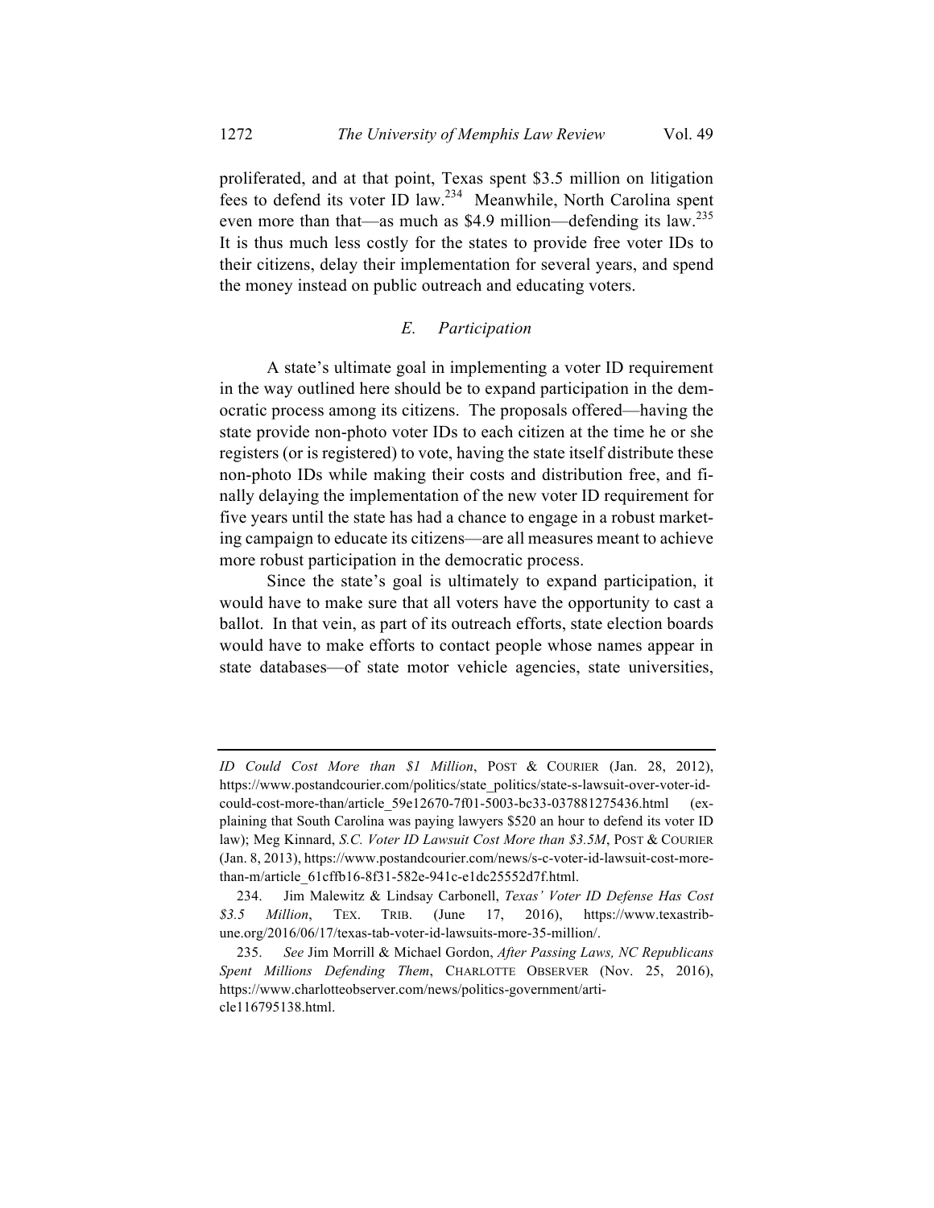proliferated, and at that point, Texas spent $3.5 million on litigation fees to defend its voter ID law.[234] Meanwhile, North Carolina spent even more than that—as much as $4.9 million—defending its law.[235] It is thus much less costly for the states to provide free voter IDs to their citizens, delay their implementation for several years, and spend the money instead on public outreach and educating voters.

### *E. Participation*

A state's ultimate goal in implementing a voter ID requirement in the way outlined here should be to expand participation in the democratic process among its citizens. The proposals offered—having the state provide non-photo voter IDs to each citizen at the time he or she registers (or is registered) to vote, having the state itself distribute these non-photo IDs while making their costs and distribution free, and finally delaying the implementation of the new voter ID requirement for five years until the state has had a chance to engage in a robust marketing campaign to educate its citizens—are all measures meant to achieve more robust participation in the democratic process.

Since the state's goal is ultimately to expand participation, it would have to make sure that all voters have the opportunity to cast a ballot. In that vein, as part of its outreach efforts, state election boards would have to make efforts to contact people whose names appear in state databases—of state motor vehicle agencies, state universities,

---

*ID Could Cost More than $1 Million*, POST & COURIER (Jan. 28, 2012), https://www.postandcourier.com/politics/state_politics/state-s-lawsuit-over-voter-id-could-cost-more-than/article_59e12670-7f01-5003-bc33-037881275436.html (explaining that South Carolina was paying lawyers $520 an hour to defend its voter ID law); Meg Kinnard, *S.C. Voter ID Lawsuit Cost More than $3.5M*, POST & COURIER (Jan. 8, 2013), https://www.postandcourier.com/news/s-c-voter-id-lawsuit-cost-more-than-m/article_61cffb16-8f31-582e-941c-e1dc25552d7f.html.

234. Jim Malewitz & Lindsay Carbonell, *Texas' Voter ID Defense Has Cost $3.5 Million*, TEX. TRIB. (June 17, 2016), https://www.texastribune.org/2016/06/17/texas-tab-voter-id-lawsuits-more-35-million/.

235. *See* Jim Morrill & Michael Gordon, *After Passing Laws, NC Republicans Spent Millions Defending Them*, CHARLOTTE OBSERVER (Nov. 25, 2016), https://www.charlotteobserver.com/news/politics-government/article116795138.html.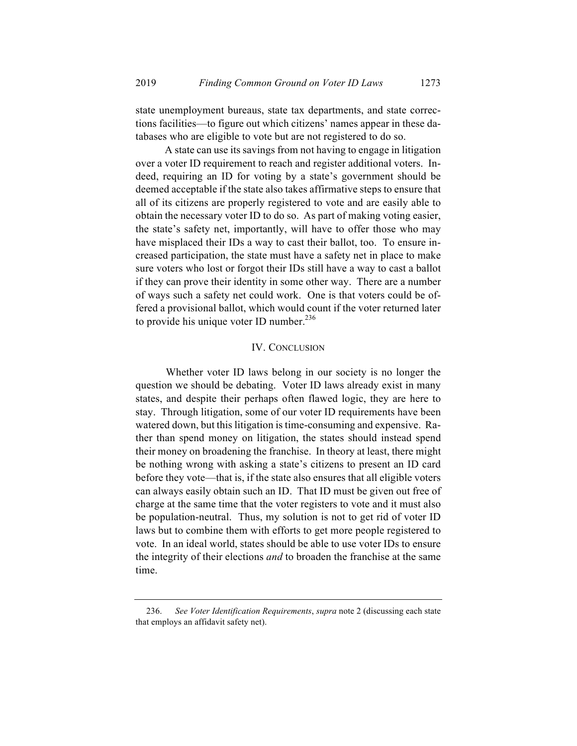state unemployment bureaus, state tax departments, and state corrections facilities—to figure out which citizens' names appear in these databases who are eligible to vote but are not registered to do so.

A state can use its savings from not having to engage in litigation over a voter ID requirement to reach and register additional voters. Indeed, requiring an ID for voting by a state's government should be deemed acceptable if the state also takes affirmative steps to ensure that all of its citizens are properly registered to vote and are easily able to obtain the necessary voter ID to do so. As part of making voting easier, the state's safety net, importantly, will have to offer those who may have misplaced their IDs a way to cast their ballot, too. To ensure increased participation, the state must have a safety net in place to make sure voters who lost or forgot their IDs still have a way to cast a ballot if they can prove their identity in some other way. There are a number of ways such a safety net could work. One is that voters could be offered a provisional ballot, which would count if the voter returned later to provide his unique voter ID number.[236]

## IV. Conclusion

Whether voter ID laws belong in our society is no longer the question we should be debating. Voter ID laws already exist in many states, and despite their perhaps often flawed logic, they are here to stay. Through litigation, some of our voter ID requirements have been watered down, but this litigation is time-consuming and expensive. Rather than spend money on litigation, the states should instead spend their money on broadening the franchise. In theory at least, there might be nothing wrong with asking a state's citizens to present an ID card before they vote—that is, if the state also ensures that all eligible voters can always easily obtain such an ID. That ID must be given out free of charge at the same time that the voter registers to vote and it must also be population-neutral. Thus, my solution is not to get rid of voter ID laws but to combine them with efforts to get more people registered to vote. In an ideal world, states should be able to use voter IDs to ensure the integrity of their elections *and* to broaden the franchise at the same time.

---

236. *See Voter Identification Requirements*, *supra* note 2 (discussing each state that employs an affidavit safety net).